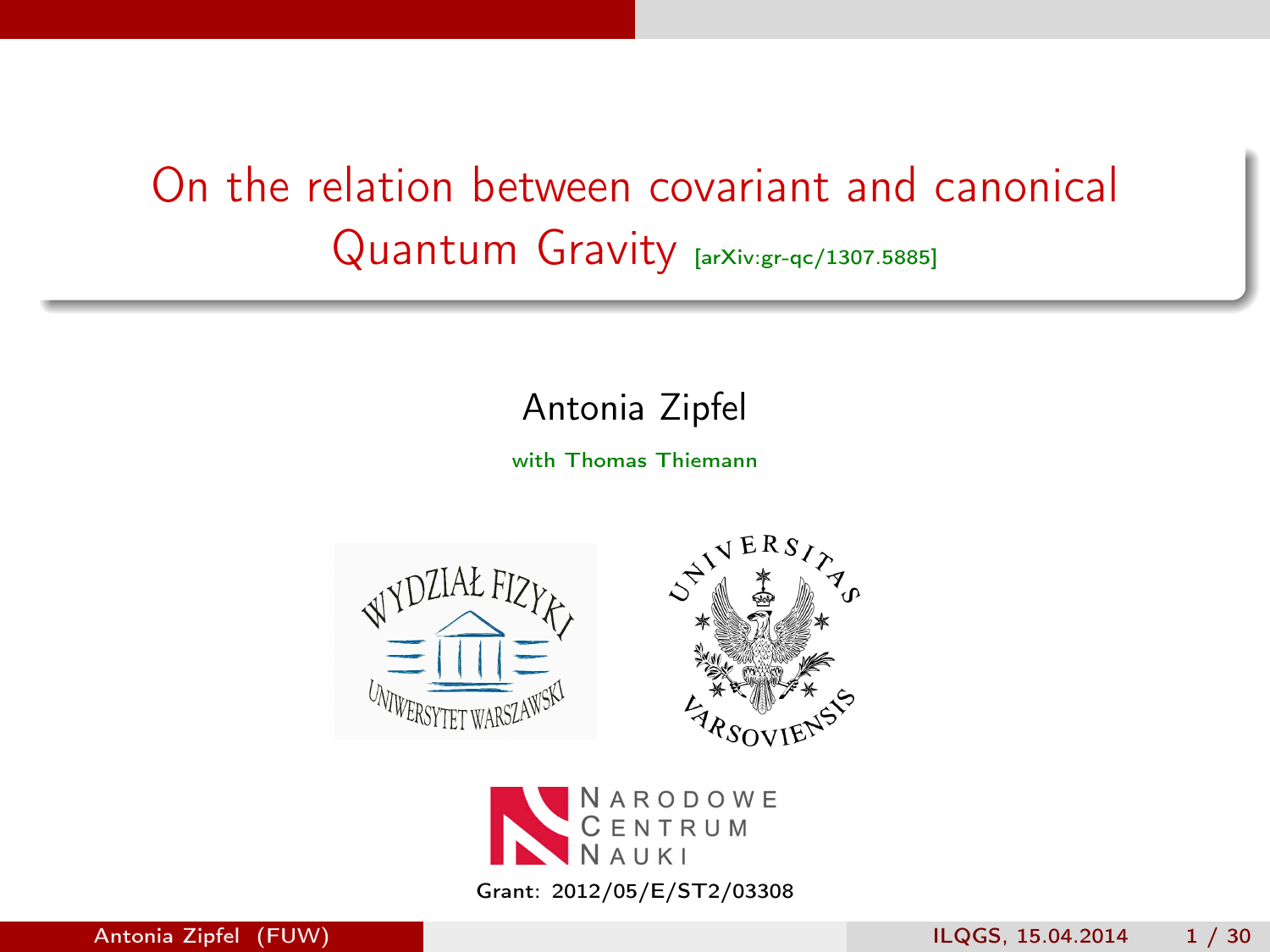# On the relation between covariant and canonical Quantum Gravity [arXiv:gr-qc/1307.5885]

Antonia Zipfel

with Thomas Thiemann

Grant: 2012/05/E/ST2/03308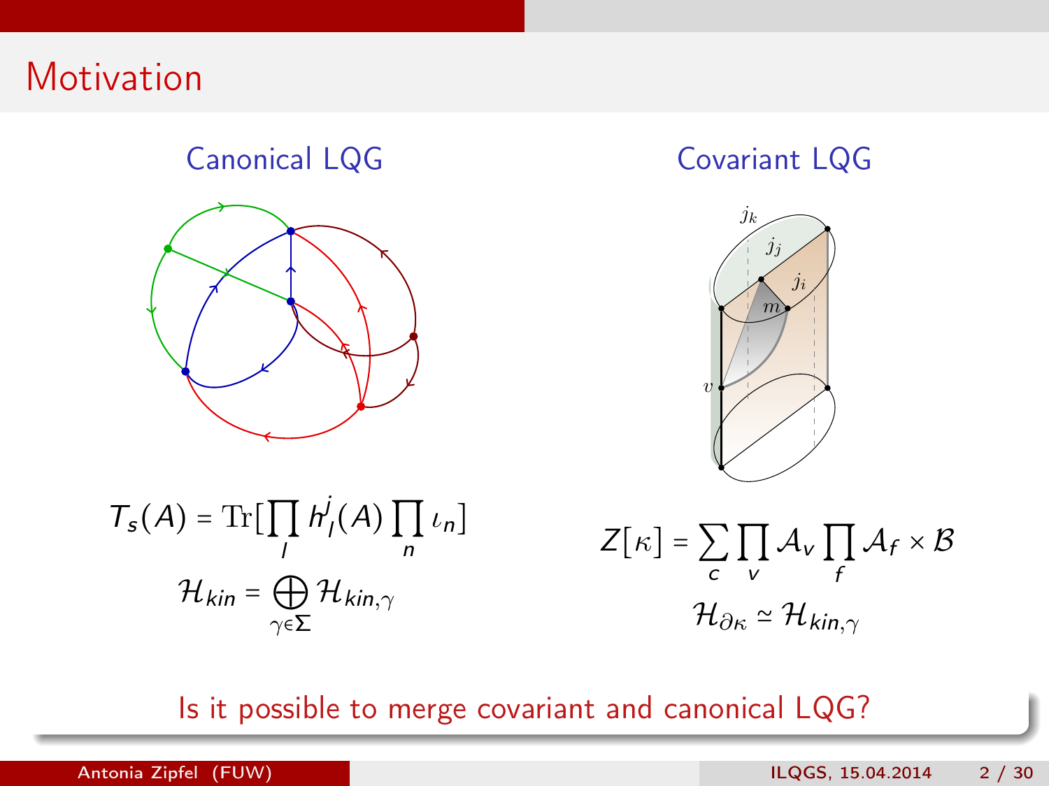# Motivation

### Canonical LQG

$$T_s(A) = \mathrm{Tr}[\prod_l h_l^j(A) \prod_n \iota_n]$$

$$\mathcal{H}_{kin} = \bigoplus_{\gamma \in \Sigma} \mathcal{H}_{kin,\gamma}$$

### Covariant LQG

$$Z[\kappa] = \sum_c \prod_v \mathcal{A}_v \prod_f \mathcal{A}_f \times \mathcal{B}$$

$$\mathcal{H}_{\partial\kappa} \simeq \mathcal{H}_{kin,\gamma}$$

Is it possible to merge covariant and canonical LQG?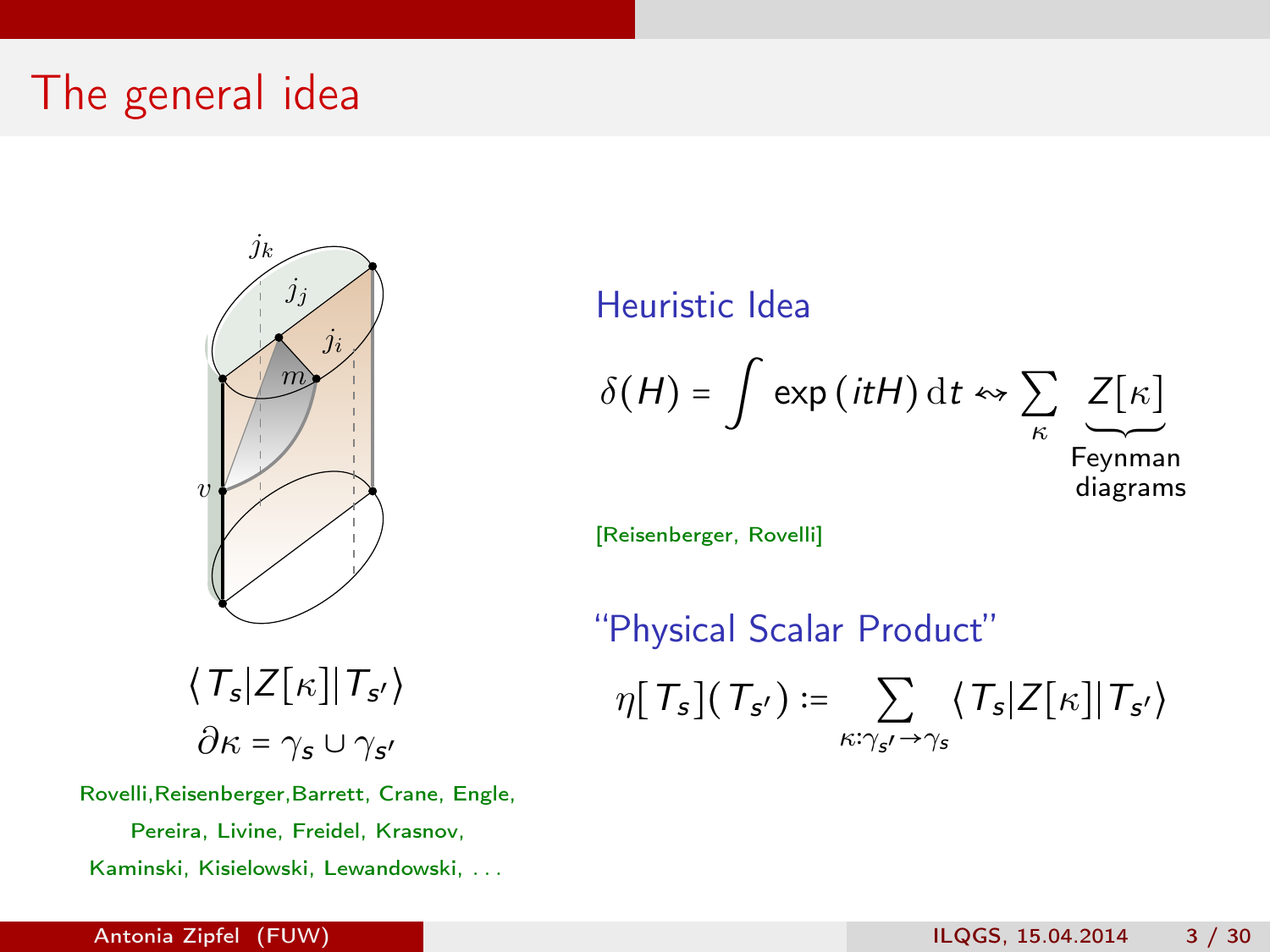# The general idea

$$\langle T_s | Z[\kappa] | T_{s'} \rangle$$

$$\partial\kappa = \gamma_s \cup \gamma_{s'}$$

Rovelli, Reisenberger, Barrett, Crane, Engle, Pereira, Livine, Freidel, Krasnov, Kaminski, Kisielowski, Lewandowski, ...

## Heuristic Idea

$$\delta(H) = \int \exp(itH)\,\mathrm{d}t \leadsto \sum_{\kappa} \underbrace{Z[\kappa]}_{\substack{\text{Feynman} \\ \text{diagrams}}}$$

[Reisenberger, Rovelli]

## "Physical Scalar Product"

$$\eta[T_s](T_{s'}) := \sum_{\kappa:\gamma_{s'} \to \gamma_s} \langle T_s | Z[\kappa] | T_{s'} \rangle$$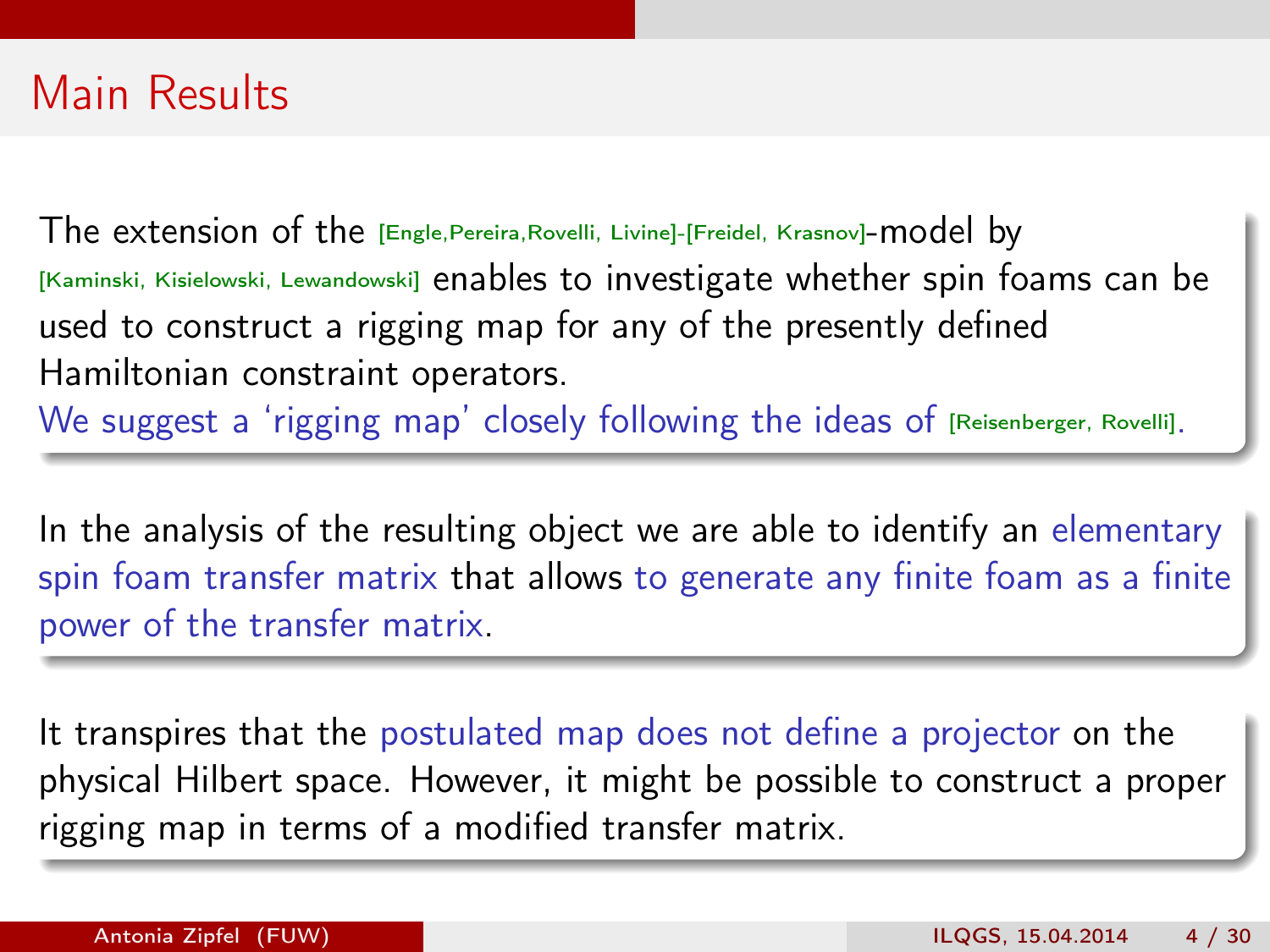# Main Results

The extension of the [Engle,Pereira,Rovelli, Livine]-[Freidel, Krasnov]-model by [Kaminski, Kisielowski, Lewandowski] enables to investigate whether spin foams can be used to construct a rigging map for any of the presently defined Hamiltonian constraint operators.
We suggest a 'rigging map' closely following the ideas of [Reisenberger, Rovelli].

In the analysis of the resulting object we are able to identify an elementary spin foam transfer matrix that allows to generate any finite foam as a finite power of the transfer matrix.

It transpires that the postulated map does not define a projector on the physical Hilbert space. However, it might be possible to construct a proper rigging map in terms of a modified transfer matrix.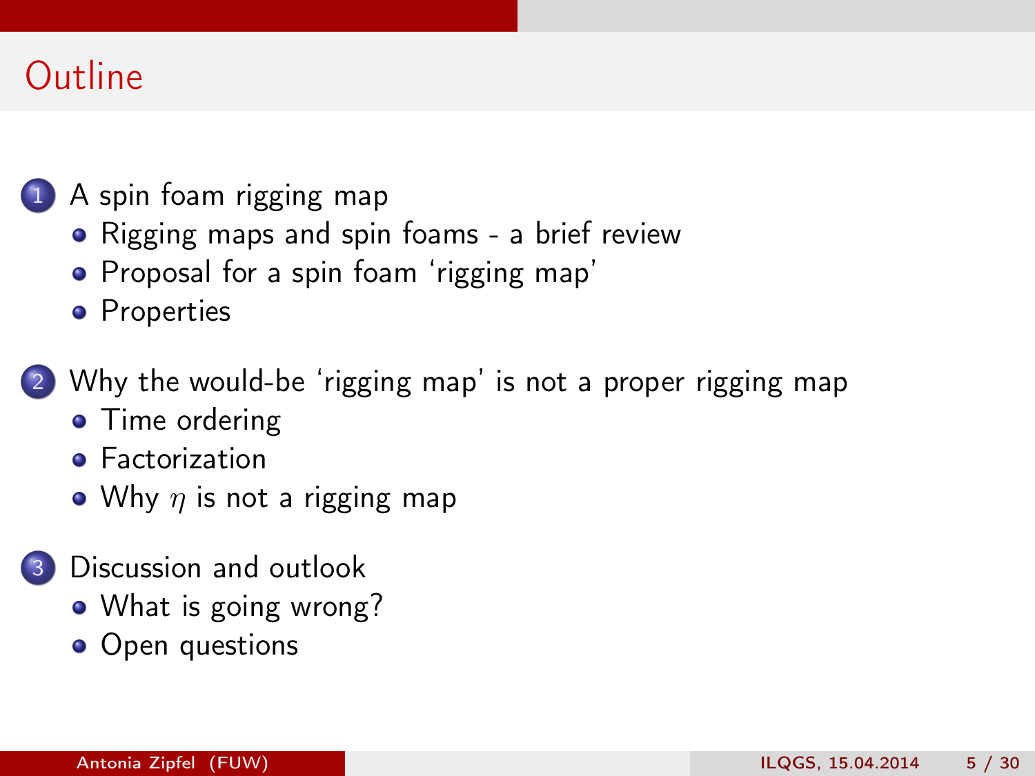# Outline

1. A spin foam rigging map
   - Rigging maps and spin foams - a brief review
   - Proposal for a spin foam ‘rigging map’
   - Properties
2. Why the would-be ‘rigging map’ is not a proper rigging map
   - Time ordering
   - Factorization
   - Why $\eta$ is not a rigging map
3. Discussion and outlook
   - What is going wrong?
   - Open questions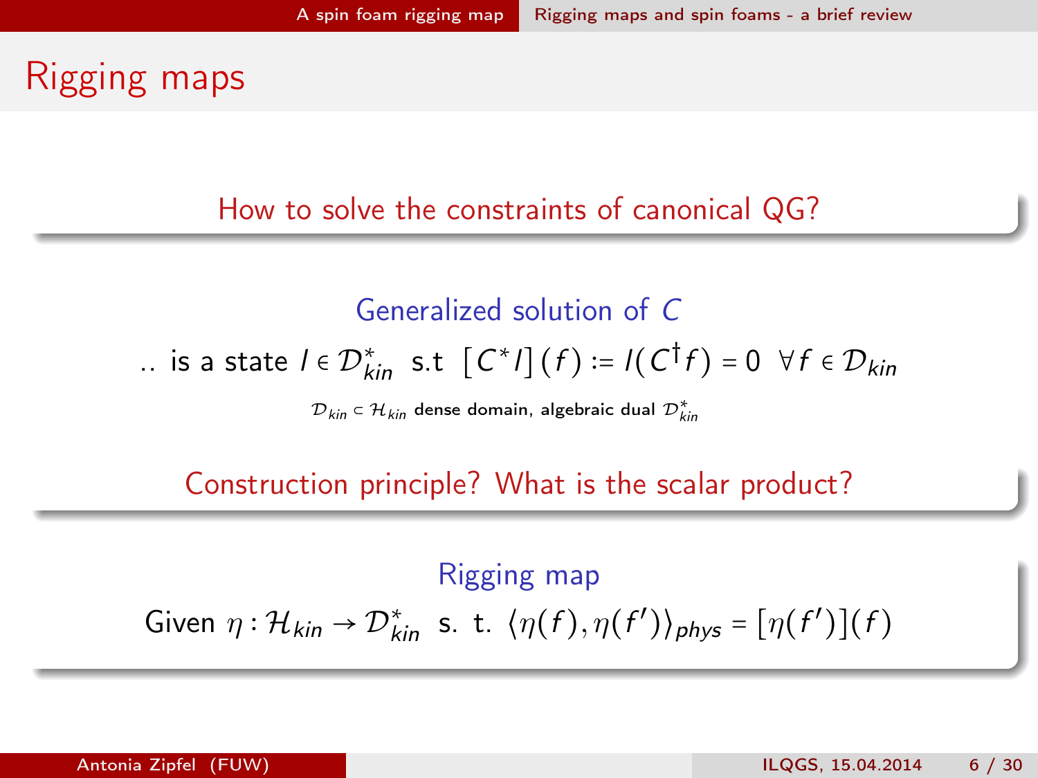# Rigging maps

**How to solve the constraints of canonical QG?**

**Generalized solution of $C$**

.. is a state $l \in \mathcal{D}^*_{kin}$ s.t $[C^* l](f) := l(C^\dagger f) = 0 \;\; \forall f \in \mathcal{D}_{kin}$

$\mathcal{D}_{kin} \subset \mathcal{H}_{kin}$ dense domain, algebraic dual $\mathcal{D}^*_{kin}$

**Construction principle? What is the scalar product?**

**Rigging map**

Given $\eta : \mathcal{H}_{kin} \to \mathcal{D}^*_{kin}$ s. t. $\langle \eta(f), \eta(f') \rangle_{phys} = [\eta(f')](f)$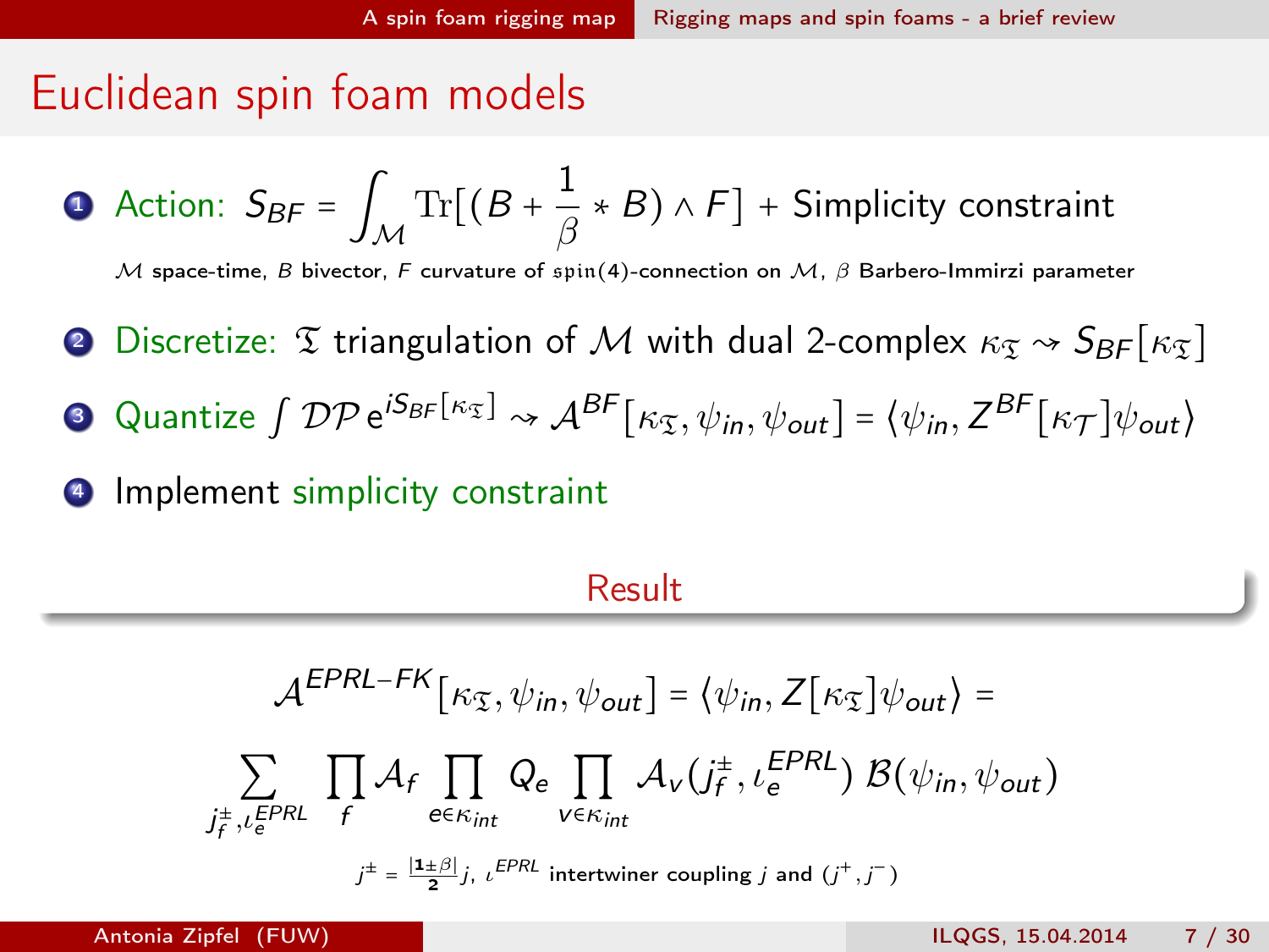# Euclidean spin foam models

1. Action: $S_{BF} = \int_{\mathcal{M}} \mathrm{Tr}[(B + \frac{1}{\beta} * B) \wedge F]$ + Simplicity constraint

   $\mathcal{M}$ space-time, $B$ bivector, $F$ curvature of $\mathfrak{spin}(4)$-connection on $\mathcal{M}$, $\beta$ Barbero-Immirzi parameter

2. Discretize: $\mathfrak{T}$ triangulation of $\mathcal{M}$ with dual 2-complex $\kappa_{\mathfrak{T}} \rightsquigarrow S_{BF}[\kappa_{\mathfrak{T}}]$

3. Quantize $\int \mathcal{DP}\, e^{iS_{BF}[\kappa_{\mathfrak{T}}]} \rightsquigarrow \mathcal{A}^{BF}[\kappa_{\mathfrak{T}}, \psi_{in}, \psi_{out}] = \langle \psi_{in}, Z^{BF}[\kappa_{\mathcal{T}}]\psi_{out} \rangle$

4. Implement simplicity constraint

## Result

$$\mathcal{A}^{EPRL-FK}[\kappa_{\mathfrak{T}}, \psi_{in}, \psi_{out}] = \langle \psi_{in}, Z[\kappa_{\mathfrak{T}}]\psi_{out} \rangle =$$

$$\sum_{j_f^{\pm}, \iota_e^{EPRL}} \prod_f \mathcal{A}_f \prod_{e \in \kappa_{int}} Q_e \prod_{v \in \kappa_{int}} \mathcal{A}_v(j_f^{\pm}, \iota_e^{EPRL})\, \mathcal{B}(\psi_{in}, \psi_{out})$$

$j^{\pm} = \frac{|1 \pm \beta|}{2} j$, $\iota^{EPRL}$ intertwiner coupling $j$ and $(j^+, j^-)$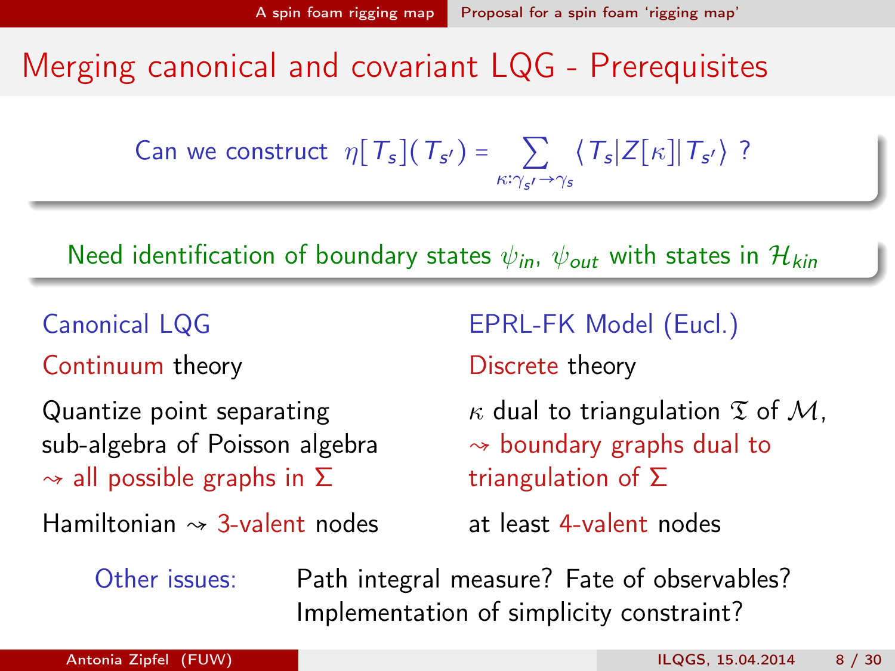# Merging canonical and covariant LQG - Prerequisites

Can we construct $\eta[T_s](T_{s'}) = \sum_{\kappa:\gamma_{s'}\to\gamma_s} \langle T_s|Z[\kappa]|T_{s'}\rangle$ ?

Need identification of boundary states $\psi_{in}$, $\psi_{out}$ with states in $\mathcal{H}_{kin}$

**Canonical LQG**

Continuum theory

Quantize point separating sub-algebra of Poisson algebra $\rightsquigarrow$ all possible graphs in $\Sigma$

Hamiltonian $\rightsquigarrow$ 3-valent nodes

**EPRL-FK Model (Eucl.)**

Discrete theory

$\kappa$ dual to triangulation $\mathfrak{T}$ of $\mathcal{M}$, $\rightsquigarrow$ boundary graphs dual to triangulation of $\Sigma$

at least 4-valent nodes

Other issues: Path integral measure? Fate of observables? Implementation of simplicity constraint?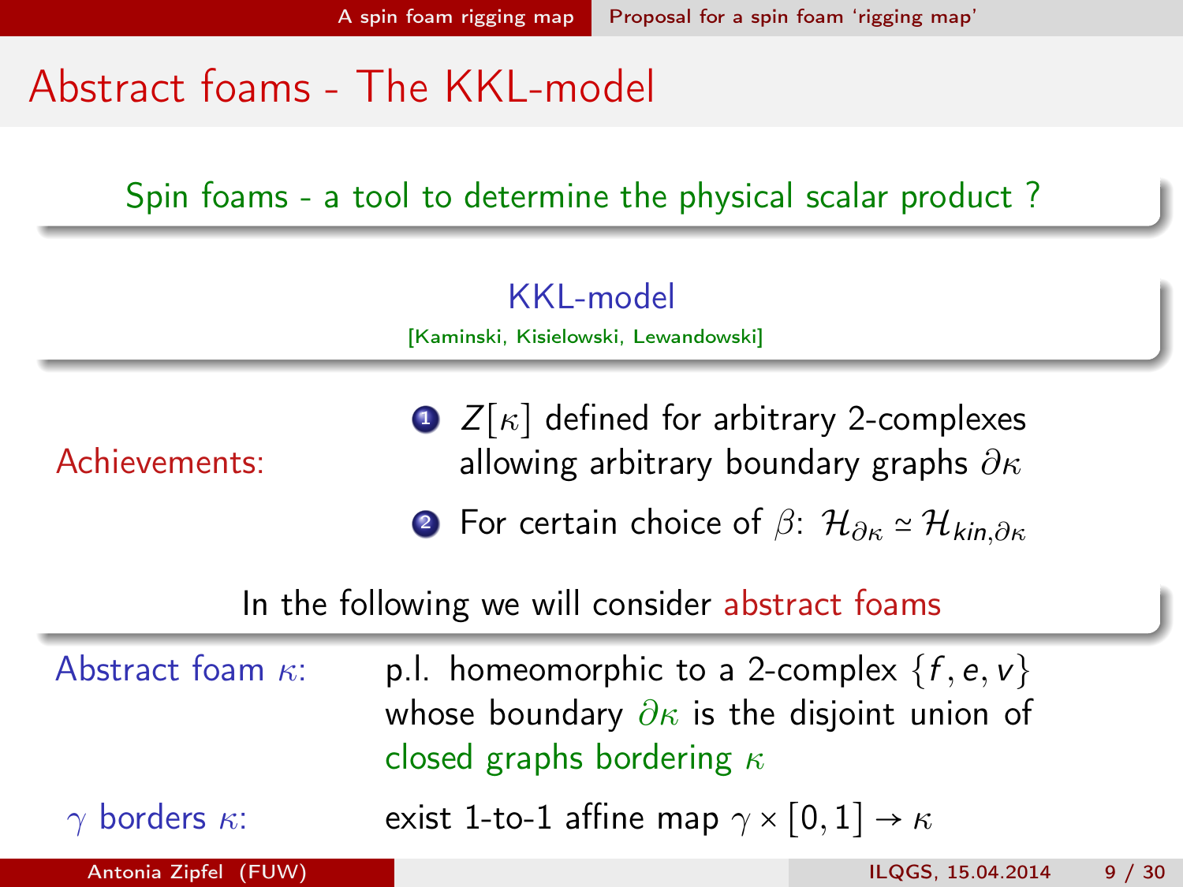# Abstract foams - The KKL-model

Spin foams - a tool to determine the physical scalar product ?

**KKL-model**

[Kaminski, Kisielowski, Lewandowski]

Achievements:

1. $Z[\kappa]$ defined for arbitrary 2-complexes allowing arbitrary boundary graphs $\partial\kappa$
2. For certain choice of $\beta$: $\mathcal{H}_{\partial\kappa} \simeq \mathcal{H}_{kin,\partial\kappa}$

In the following we will consider abstract foams

**Abstract foam $\kappa$:** p.l. homeomorphic to a 2-complex $\{f, e, v\}$ whose boundary $\partial\kappa$ is the disjoint union of closed graphs bordering $\kappa$

**$\gamma$ borders $\kappa$:** exist 1-to-1 affine map $\gamma \times [0,1] \to \kappa$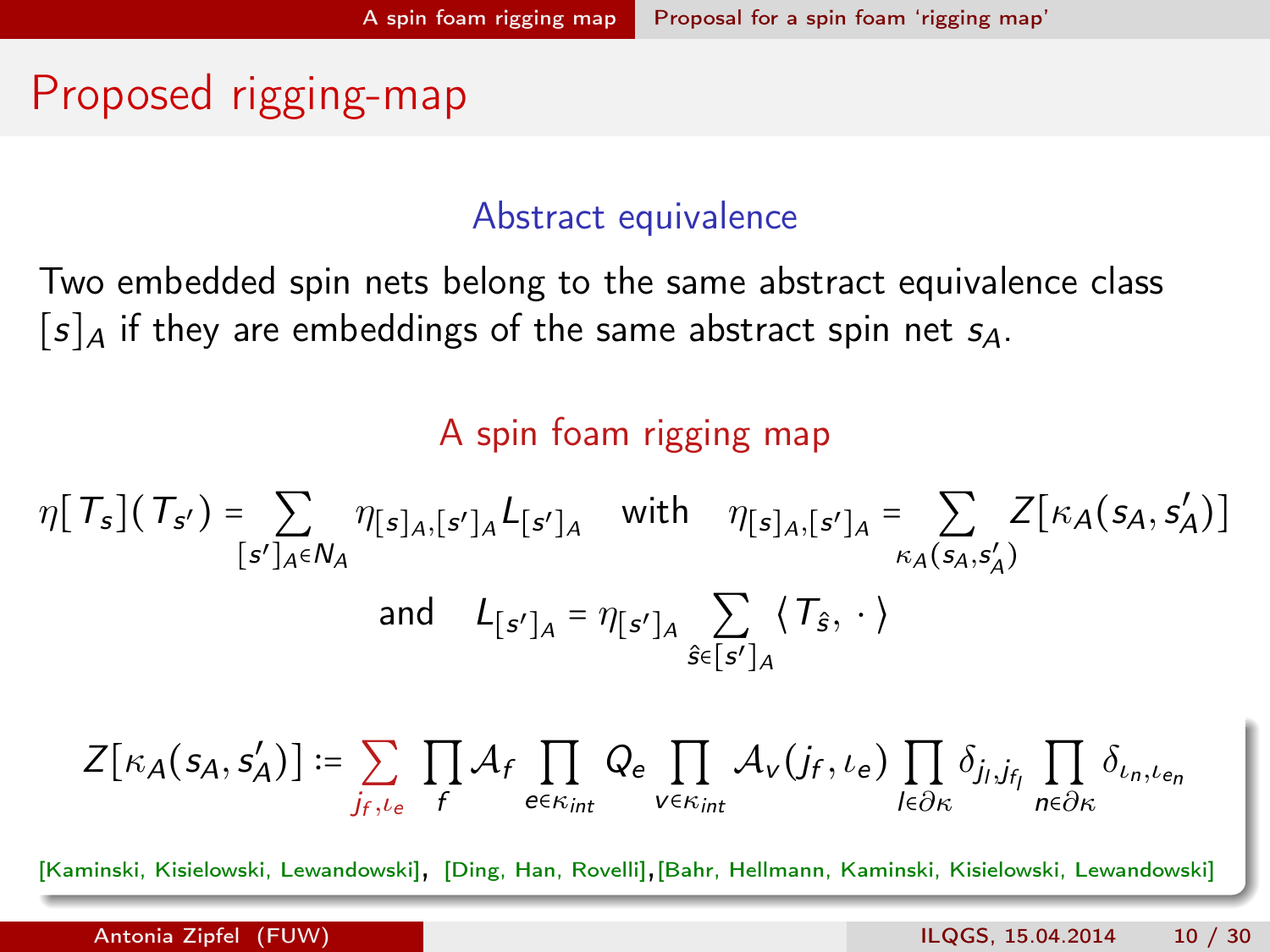# Proposed rigging-map

### Abstract equivalence

Two embedded spin nets belong to the same abstract equivalence class $[s]_A$ if they are embeddings of the same abstract spin net $s_A$.

### A spin foam rigging map

$$\eta[T_s](T_{s'}) = \sum_{[s']_A \in N_A} \eta_{[s]_A,[s']_A} L_{[s']_A} \quad \text{with} \quad \eta_{[s]_A,[s']_A} = \sum_{\kappa_A(s_A, s'_A)} Z[\kappa_A(s_A, s'_A)]$$

$$\text{and} \quad L_{[s']_A} = \eta_{[s']_A} \sum_{\hat{s} \in [s']_A} \langle T_{\hat{s}}, \cdot \rangle$$

$$Z[\kappa_A(s_A, s'_A)] := \sum_{j_f, \iota_e} \prod_f \mathcal{A}_f \prod_{e \in \kappa_{int}} Q_e \prod_{v \in \kappa_{int}} \mathcal{A}_v(j_f, \iota_e) \prod_{l \in \partial\kappa} \delta_{j_l, j_{f_l}} \prod_{n \in \partial\kappa} \delta_{\iota_n, \iota_{e_n}}$$

[Kaminski, Kisielowski, Lewandowski], [Ding, Han, Rovelli], [Bahr, Hellmann, Kaminski, Kisielowski, Lewandowski]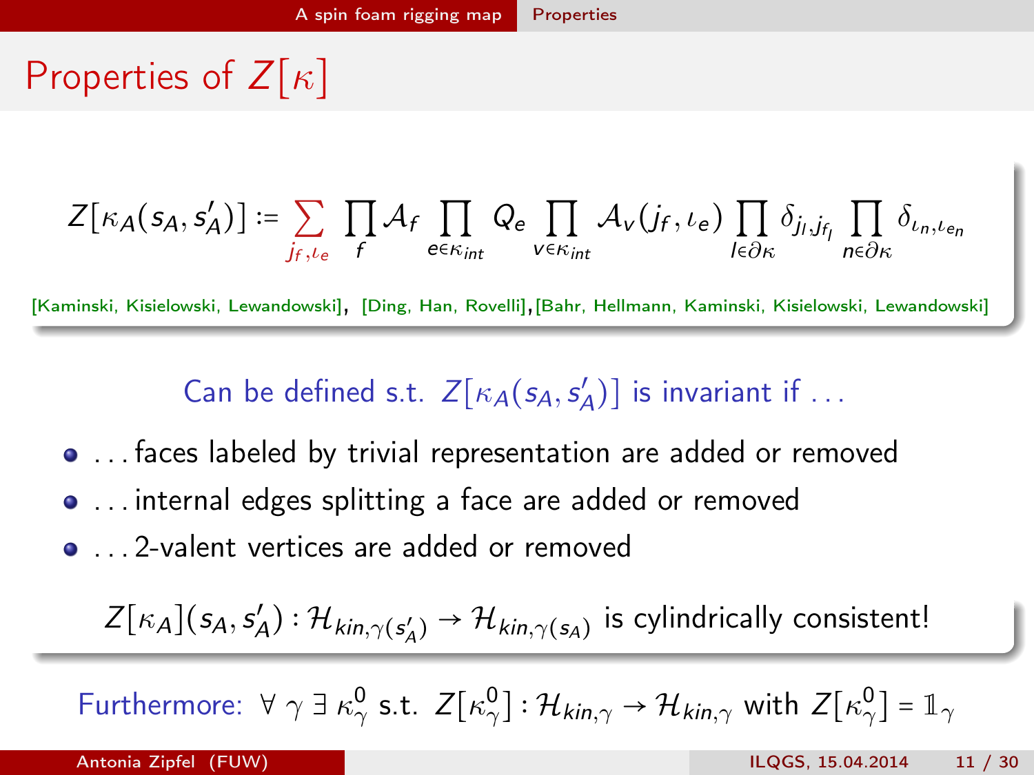# Properties of $Z[\kappa]$

$$Z[\kappa_A(s_A, s'_A)] := \sum_{j_f, \iota_e} \prod_f \mathcal{A}_f \prod_{e \in \kappa_{int}} Q_e \prod_{v \in \kappa_{int}} \mathcal{A}_v(j_f, \iota_e) \prod_{l \in \partial\kappa} \delta_{j_l, j_{f_l}} \prod_{n \in \partial\kappa} \delta_{\iota_n, \iota_{en}}$$

[Kaminski, Kisielowski, Lewandowski], [Ding, Han, Rovelli], [Bahr, Hellmann, Kaminski, Kisielowski, Lewandowski]

Can be defined s.t. $Z[\kappa_A(s_A, s'_A)]$ is invariant if ...

- ... faces labeled by trivial representation are added or removed
- ... internal edges splitting a face are added or removed
- ... 2-valent vertices are added or removed

$Z[\kappa_A](s_A, s'_A) : \mathcal{H}_{kin,\gamma(s'_A)} \to \mathcal{H}_{kin,\gamma(s_A)}$ is cylindrically consistent!

Furthermore: $\forall\ \gamma\ \exists\ \kappa^0_\gamma$ s.t. $Z[\kappa^0_\gamma] : \mathcal{H}_{kin,\gamma} \to \mathcal{H}_{kin,\gamma}$ with $Z[\kappa^0_\gamma] = \mathbb{1}_\gamma$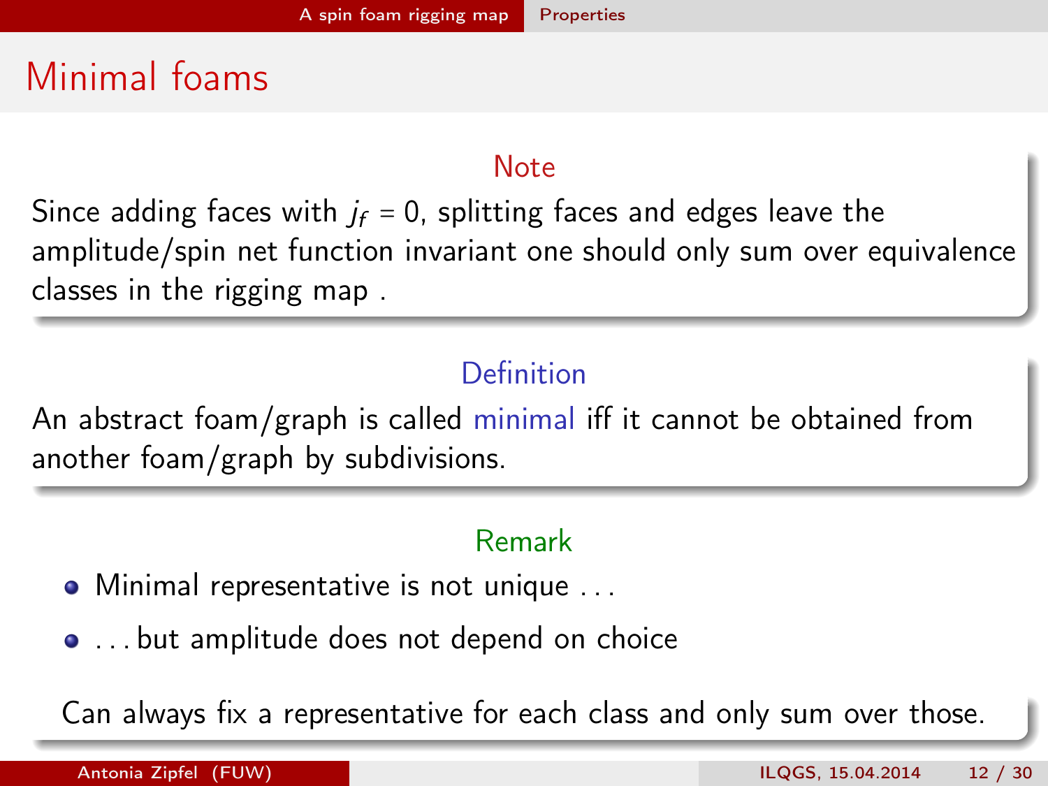# Minimal foams

**Note**

Since adding faces with $j_f = 0$, splitting faces and edges leave the amplitude/spin net function invariant one should only sum over equivalence classes in the rigging map .

**Definition**

An abstract foam/graph is called *minimal* iff it cannot be obtained from another foam/graph by subdivisions.

**Remark**

- Minimal representative is not unique ...
- ... but amplitude does not depend on choice

Can always fix a representative for each class and only sum over those.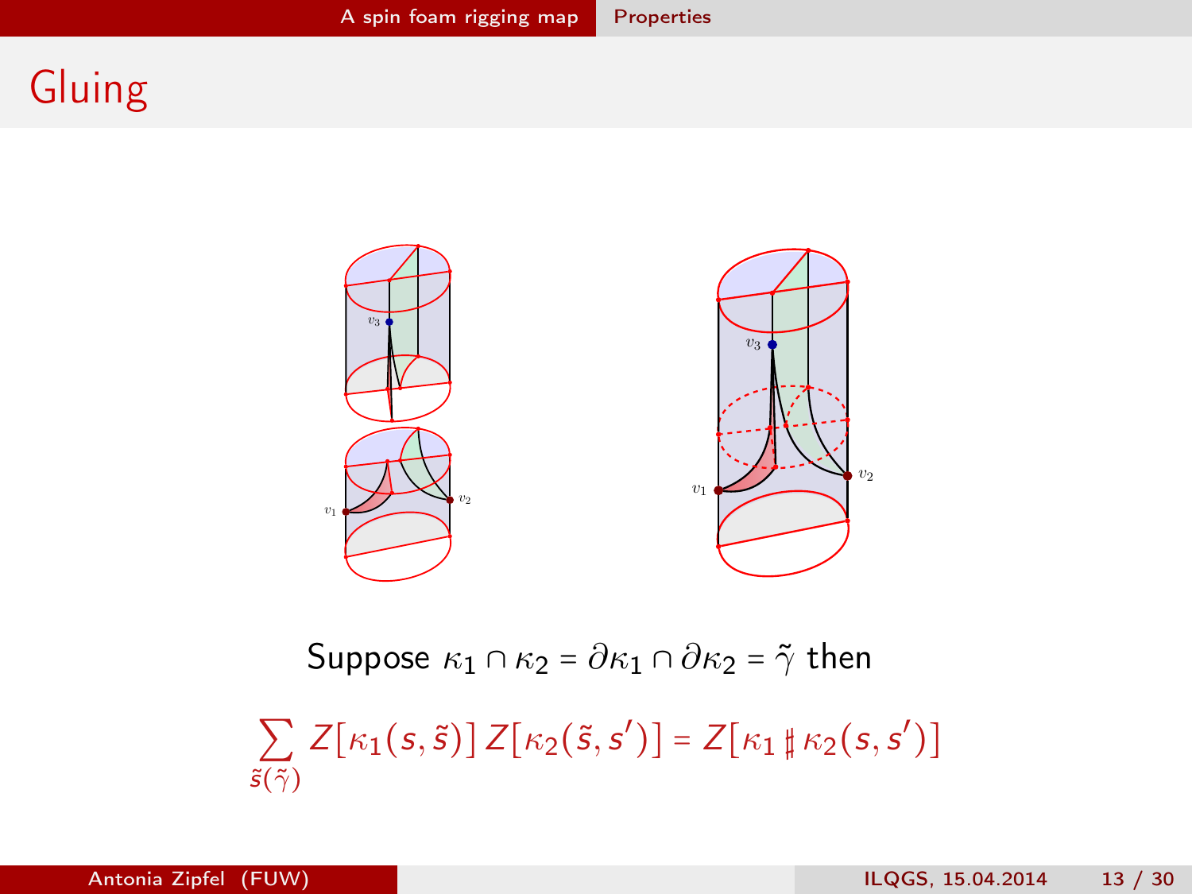# Gluing

Suppose $\kappa_1 \cap \kappa_2 = \partial\kappa_1 \cap \partial\kappa_2 = \tilde{\gamma}$ then

$$\sum_{\tilde{s}(\tilde{\gamma})} Z[\kappa_1(s,\tilde{s})]\, Z[\kappa_2(\tilde{s},s')] = Z[\kappa_1 \sharp \kappa_2(s,s')]$$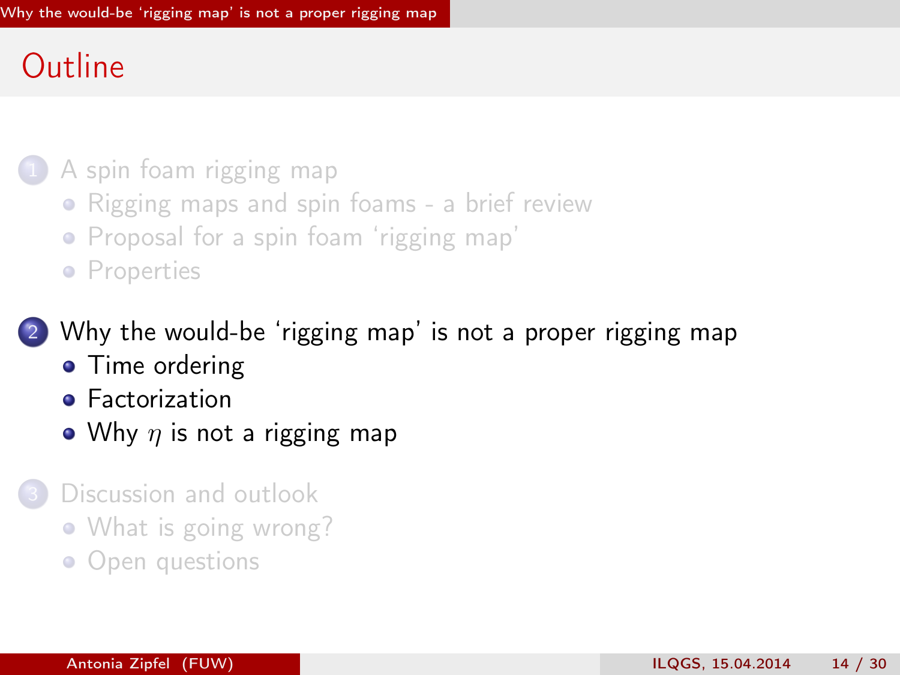# Outline

1. A spin foam rigging map
   - Rigging maps and spin foams - a brief review
   - Proposal for a spin foam 'rigging map'
   - Properties

2. Why the would-be 'rigging map' is not a proper rigging map
   - Time ordering
   - Factorization
   - Why $\eta$ is not a rigging map

3. Discussion and outlook
   - What is going wrong?
   - Open questions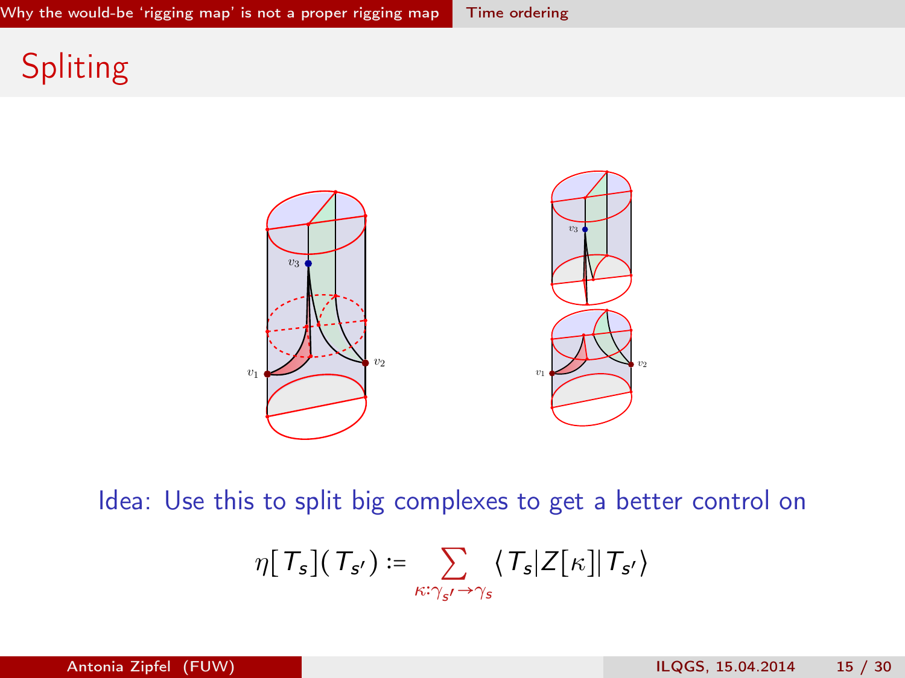# Spliting

Idea: Use this to split big complexes to get a better control on

$$\eta[T_s](T_{s'}) := \sum_{\kappa:\gamma_{s'}\to\gamma_s} \langle T_s | Z[\kappa] | T_{s'} \rangle$$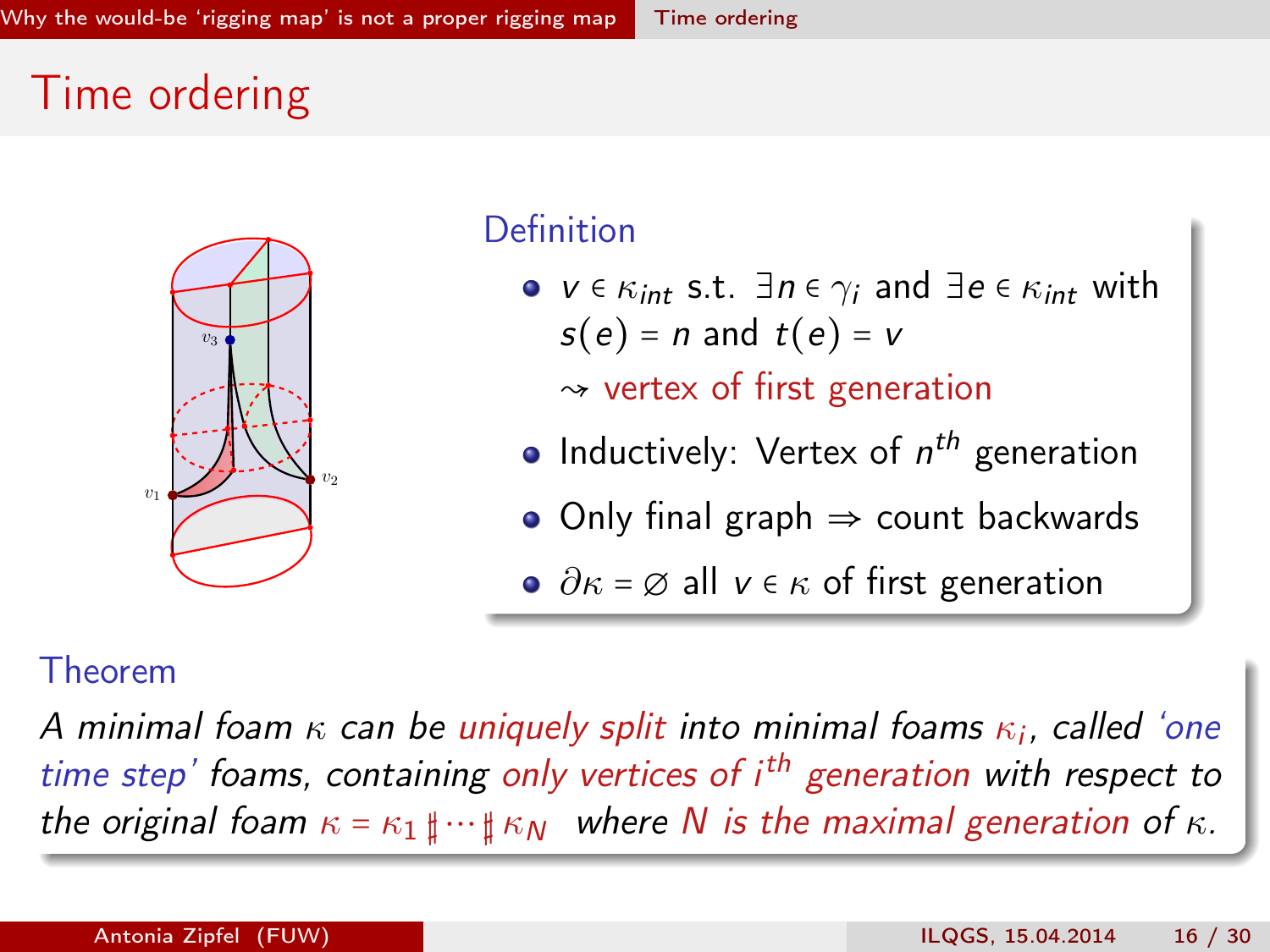# Time ordering

### Definition

- $v \in \kappa_{int}$ s.t. $\exists n \in \gamma_i$ and $\exists e \in \kappa_{int}$ with $s(e) = n$ and $t(e) = v$
  $\rightsquigarrow$ vertex of first generation
- Inductively: Vertex of $n^{th}$ generation
- Only final graph $\Rightarrow$ count backwards
- $\partial\kappa = \varnothing$ all $v \in \kappa$ of first generation

### Theorem

*A minimal foam $\kappa$ can be uniquely split into minimal foams $\kappa_i$, called 'one time step' foams, containing only vertices of $i^{th}$ generation with respect to the original foam $\kappa = \kappa_1 \sharp \cdots \sharp \kappa_N$ where $N$ is the maximal generation of $\kappa$.*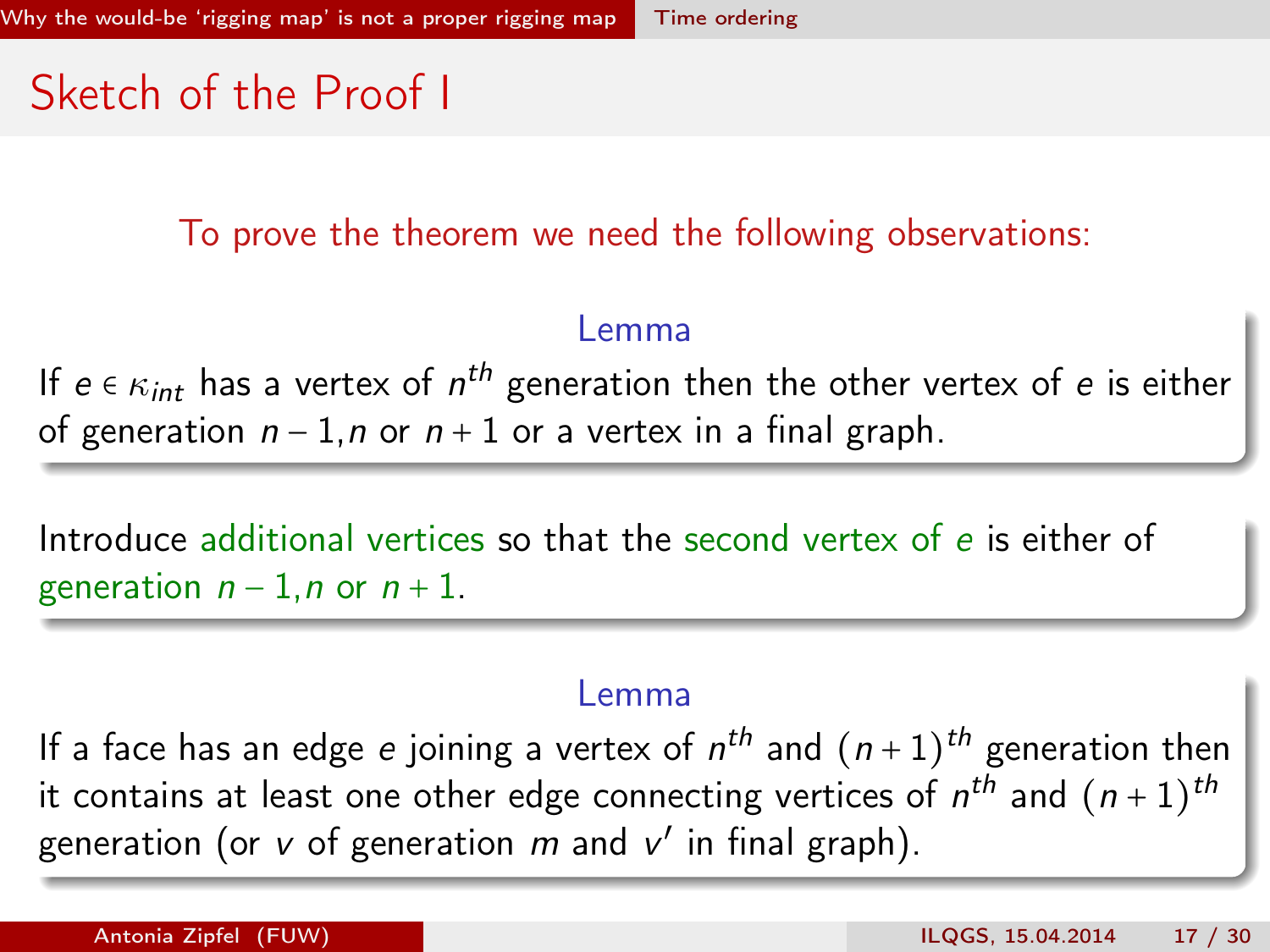# Sketch of the Proof I

To prove the theorem we need the following observations:

**Lemma**

If $e \in \kappa_{int}$ has a vertex of $n^{th}$ generation then the other vertex of $e$ is either of generation $n-1, n$ or $n+1$ or a vertex in a final graph.

Introduce additional vertices so that the second vertex of $e$ is either of generation $n-1, n$ or $n+1$.

**Lemma**

If a face has an edge $e$ joining a vertex of $n^{th}$ and $(n+1)^{th}$ generation then it contains at least one other edge connecting vertices of $n^{th}$ and $(n+1)^{th}$ generation (or $v$ of generation $m$ and $v'$ in final graph).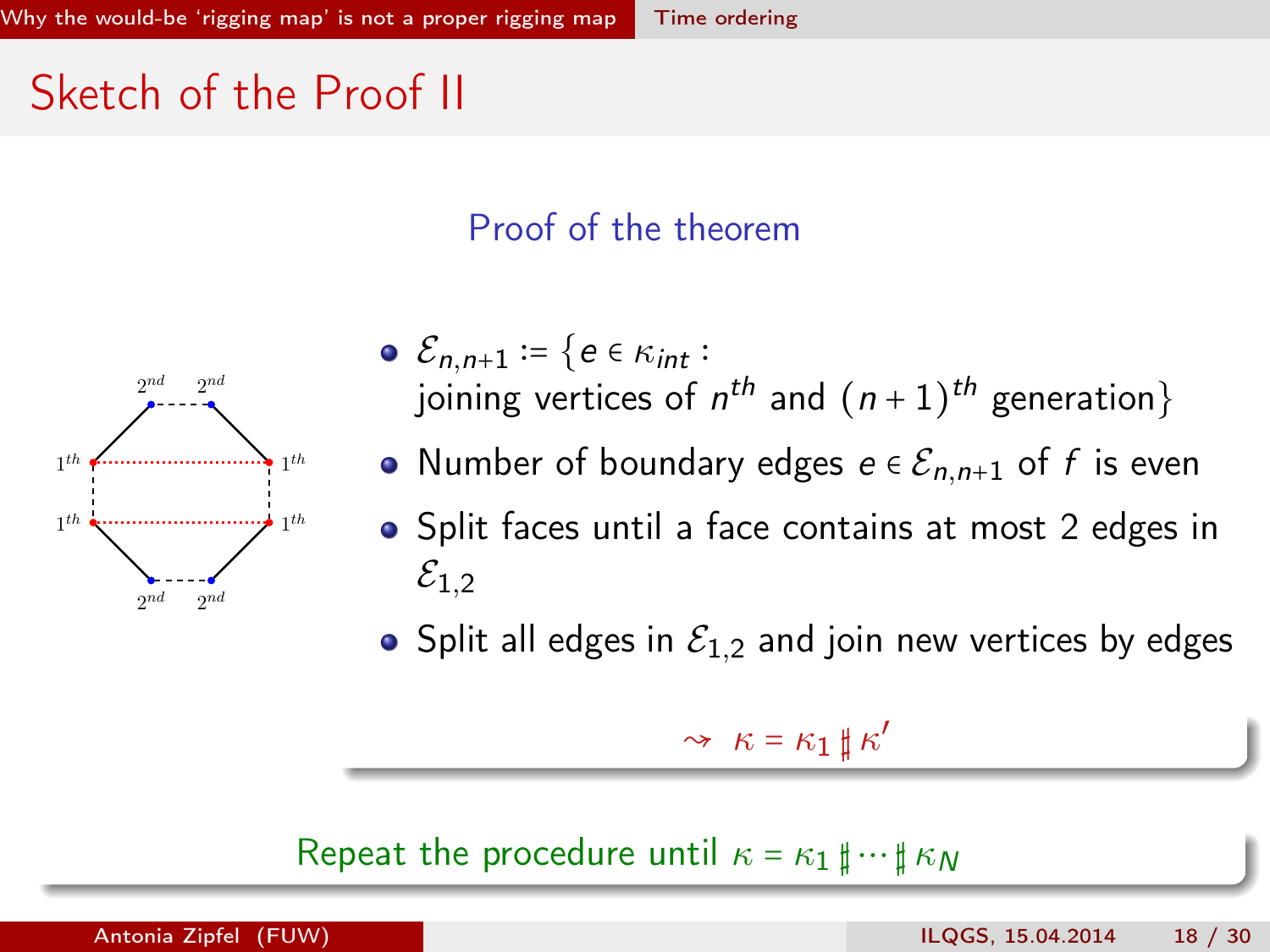# Sketch of the Proof II

### Proof of the theorem

- $\mathcal{E}_{n,n+1} := \{e \in \kappa_{int}$ : joining vertices of $n^{th}$ and $(n+1)^{th}$ generation$\}$
- Number of boundary edges $e \in \mathcal{E}_{n,n+1}$ of $f$ is even
- Split faces until a face contains at most 2 edges in $\mathcal{E}_{1,2}$
- Split all edges in $\mathcal{E}_{1,2}$ and join new vertices by edges

$\rightsquigarrow \ \kappa = \kappa_1 \sharp \kappa'$

Repeat the procedure until $\kappa = \kappa_1 \sharp \cdots \sharp \kappa_N$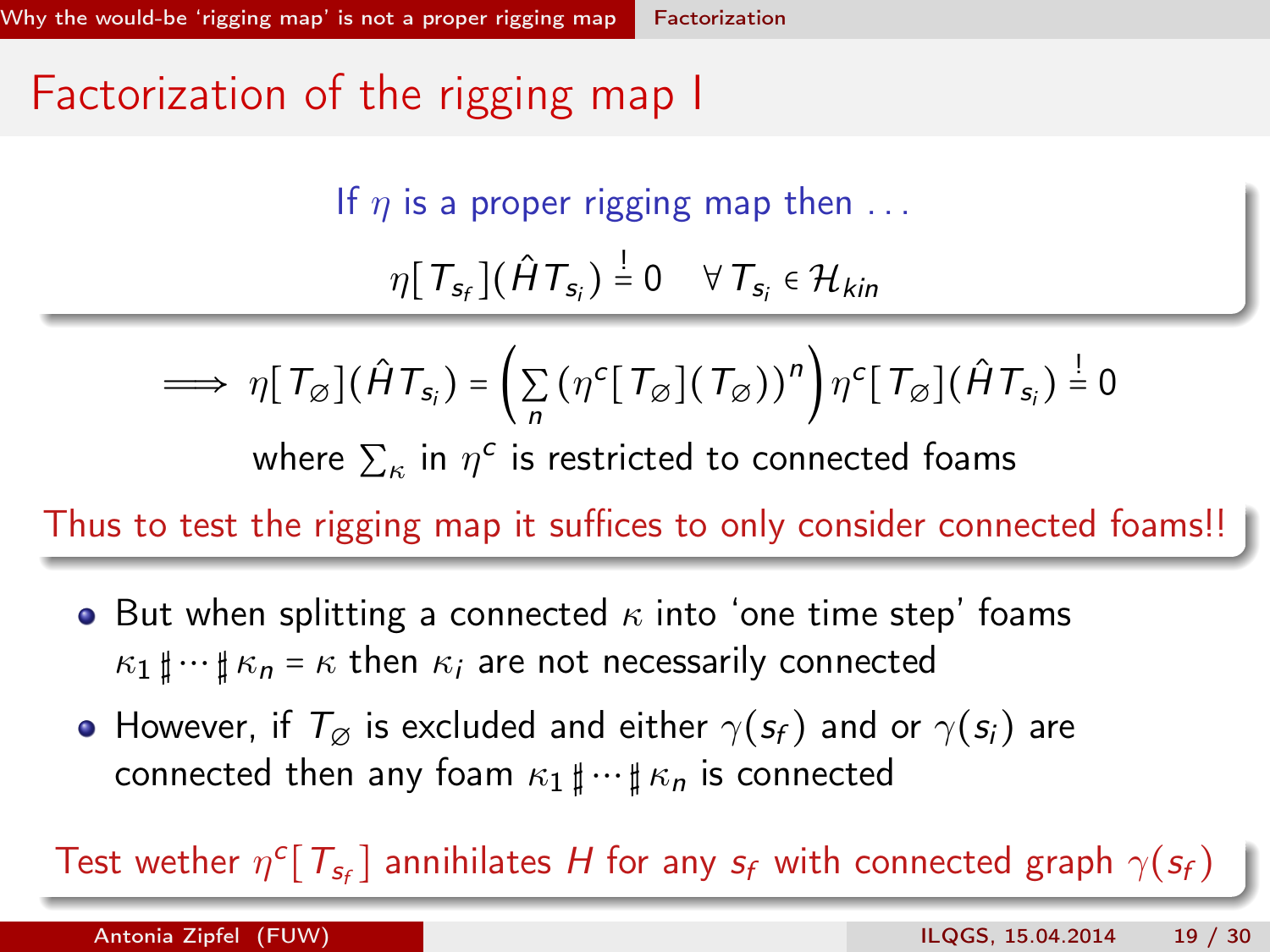# Factorization of the rigging map I

If $\eta$ is a proper rigging map then ...

$$\eta[T_{s_f}](\hat{H} T_{s_i}) \stackrel{!}{=} 0 \quad \forall T_{s_i} \in \mathcal{H}_{kin}$$

$$\implies \eta[T_\varnothing](\hat{H} T_{s_i}) = \left( \sum_n (\eta^c[T_\varnothing](T_\varnothing))^n \right) \eta^c[T_\varnothing](\hat{H} T_{s_i}) \stackrel{!}{=} 0$$

where $\sum_\kappa$ in $\eta^c$ is restricted to connected foams

Thus to test the rigging map it suffices to only consider connected foams!!

- But when splitting a connected $\kappa$ into 'one time step' foams $\kappa_1 \sharp \cdots \sharp \kappa_n = \kappa$ then $\kappa_i$ are not necessarily connected
- However, if $T_\varnothing$ is excluded and either $\gamma(s_f)$ and or $\gamma(s_i)$ are connected then any foam $\kappa_1 \sharp \cdots \sharp \kappa_n$ is connected

Test wether $\eta^c[T_{s_f}]$ annihilates $H$ for any $s_f$ with connected graph $\gamma(s_f)$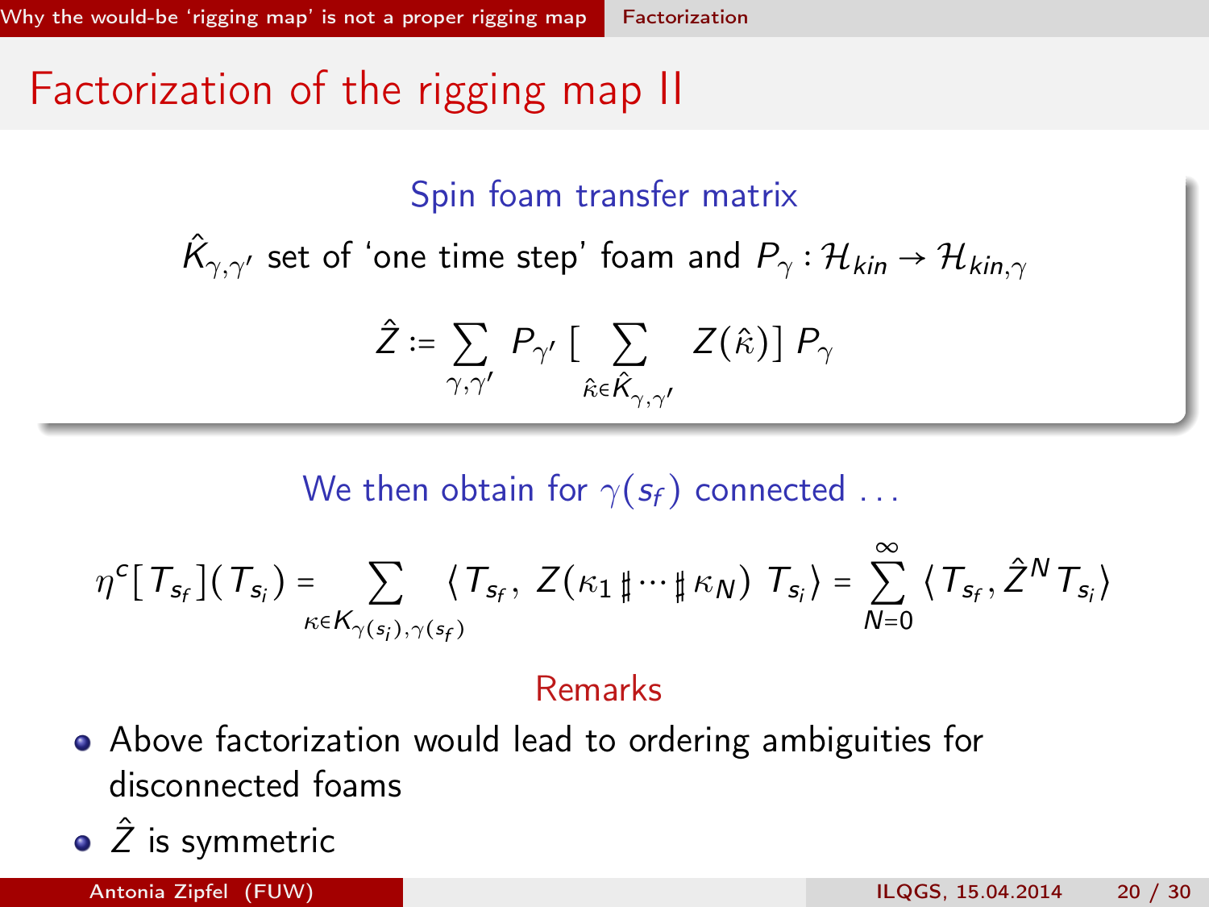# Factorization of the rigging map II

**Spin foam transfer matrix**

$\hat{K}_{\gamma,\gamma'}$ set of 'one time step' foam and $P_\gamma : \mathcal{H}_{kin} \to \mathcal{H}_{kin,\gamma}$

$$\hat{Z} := \sum_{\gamma,\gamma'} P_{\gamma'} \, [ \sum_{\hat{\kappa} \in \hat{K}_{\gamma,\gamma'}} Z(\hat{\kappa}) ] \, P_\gamma$$

We then obtain for $\gamma(s_f)$ connected ...

$$\eta^c[T_{s_f}](T_{s_i}) = \sum_{\kappa \in K_{\gamma(s_i),\gamma(s_f)}} \langle T_{s_f}, \, Z(\kappa_1 \sharp \cdots \sharp \kappa_N) \, T_{s_i} \rangle = \sum_{N=0}^{\infty} \langle T_{s_f}, \hat{Z}^N T_{s_i} \rangle$$

**Remarks**

- Above factorization would lead to ordering ambiguities for disconnected foams
- $\hat{Z}$ is symmetric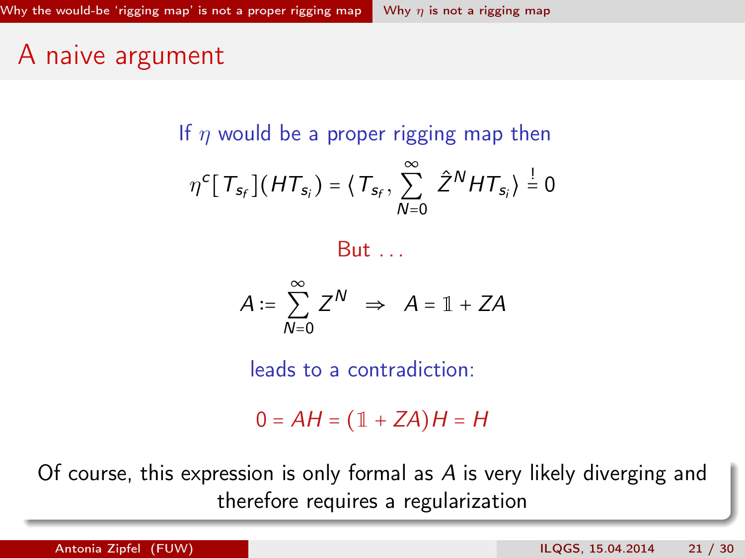# A naive argument

If $\eta$ would be a proper rigging map then

$$\eta^c[T_{s_f}](HT_{s_i}) = \langle T_{s_f}, \sum_{N=0}^{\infty} \hat{Z}^N HT_{s_i} \rangle \stackrel{!}{=} 0$$

But ...

$$A := \sum_{N=0}^{\infty} Z^N \;\; \Rightarrow \;\; A = \mathbb{1} + ZA$$

leads to a contradiction:

$$0 = AH = (\mathbb{1} + ZA)H = H$$

Of course, this expression is only formal as $A$ is very likely diverging and therefore requires a regularization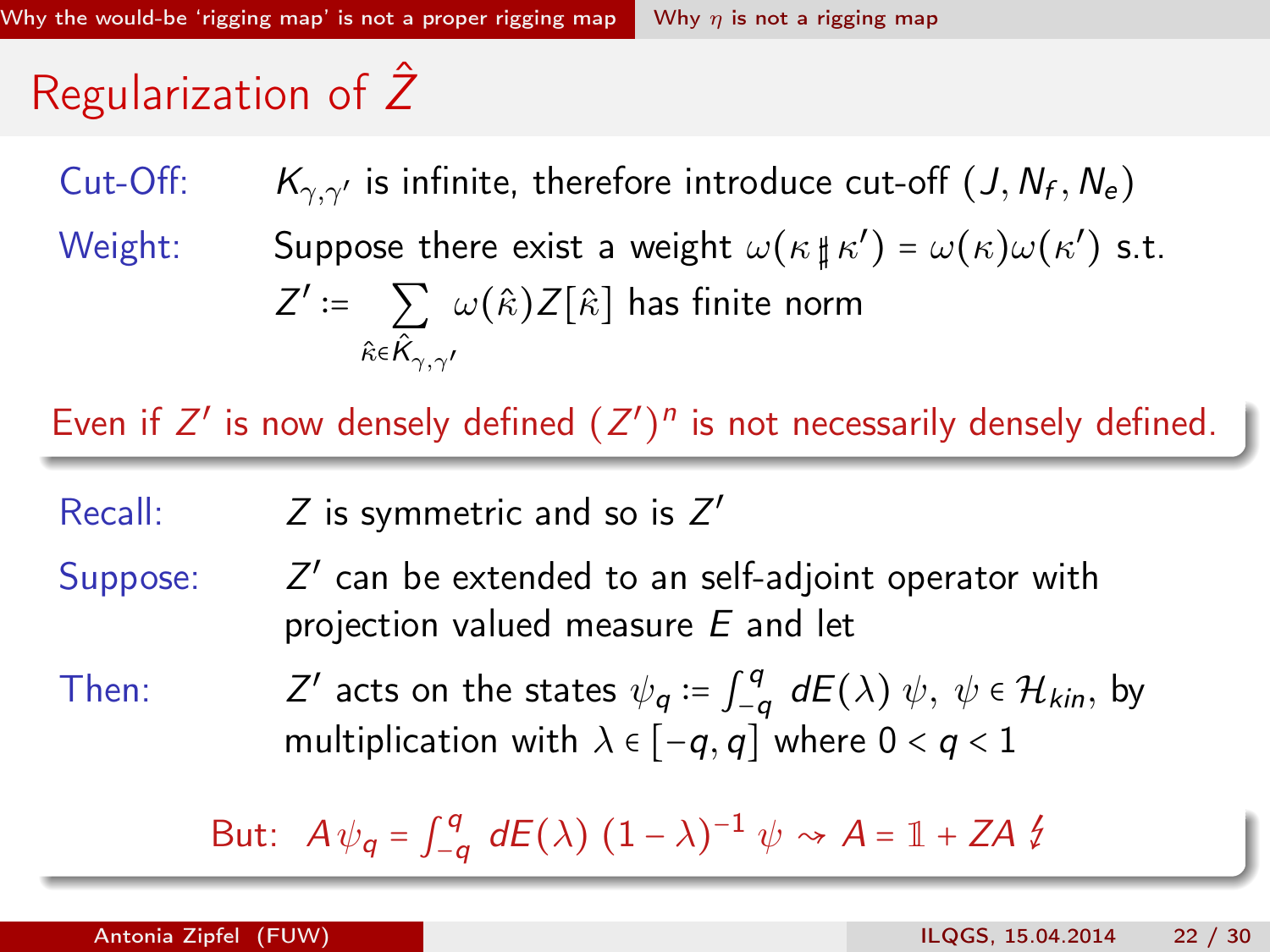# Regularization of $\hat{Z}$

**Cut-Off:** $K_{\gamma,\gamma'}$ is infinite, therefore introduce cut-off $(J, N_f, N_e)$

**Weight:** Suppose there exist a weight $\omega(\kappa \sharp \kappa') = \omega(\kappa)\omega(\kappa')$ s.t. $Z' := \sum_{\hat{\kappa} \in \hat{K}_{\gamma,\gamma'}} \omega(\hat{\kappa}) Z[\hat{\kappa}]$ has finite norm

Even if $Z'$ is now densely defined $(Z')^n$ is not necessarily densely defined.

**Recall:** $Z$ is symmetric and so is $Z'$

**Suppose:** $Z'$ can be extended to an self-adjoint operator with projection valued measure $E$ and let

**Then:** $Z'$ acts on the states $\psi_q := \int_{-q}^{q} dE(\lambda)\, \psi$, $\psi \in \mathcal{H}_{kin}$, by multiplication with $\lambda \in [-q, q]$ where $0 < q < 1$

But: $A\psi_q = \int_{-q}^{q} dE(\lambda)\, (1-\lambda)^{-1}\, \psi \rightsquigarrow A = \mathbb{1} + ZA$ ↯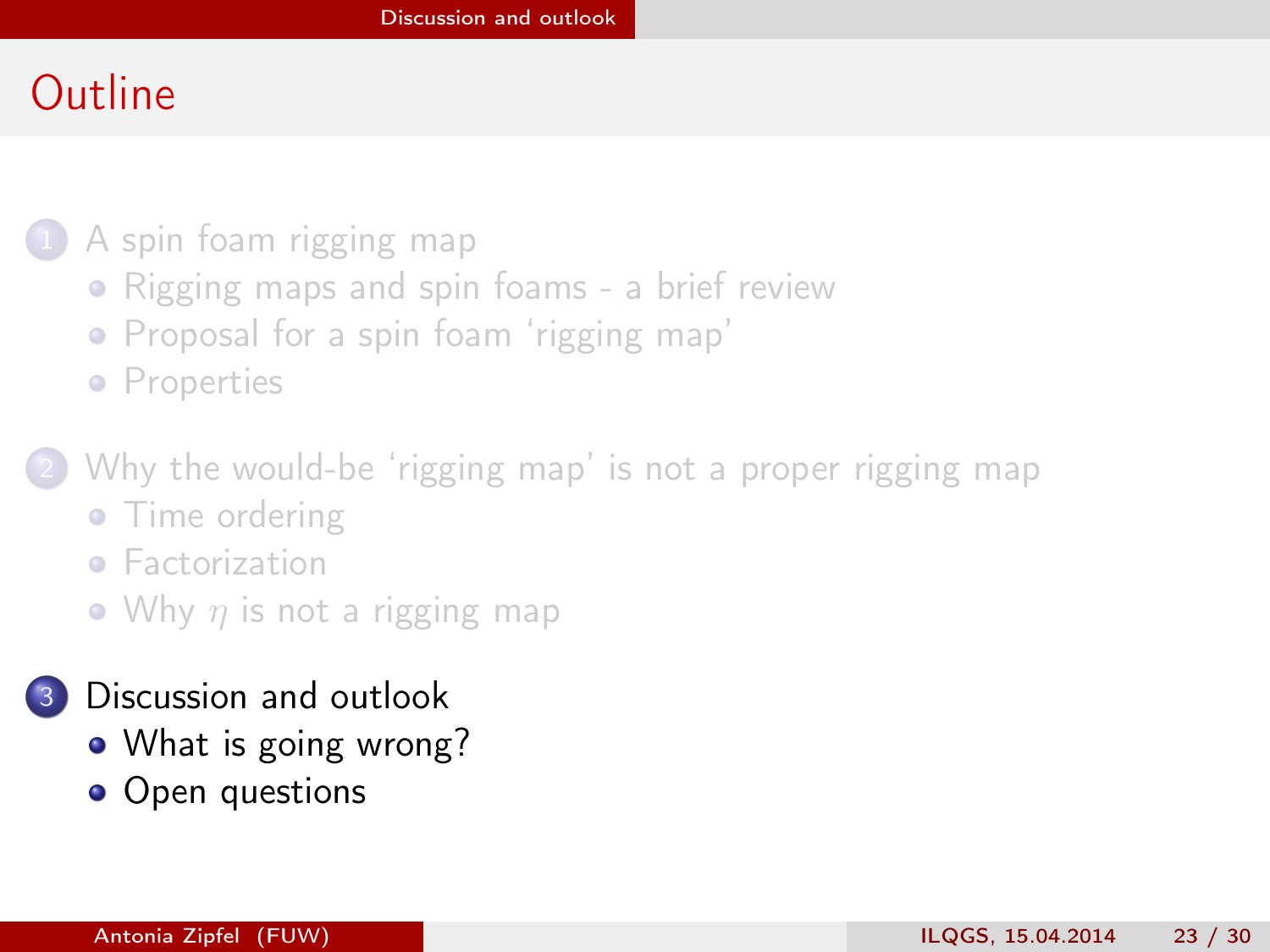# Outline

1. A spin foam rigging map
   - Rigging maps and spin foams - a brief review
   - Proposal for a spin foam 'rigging map'
   - Properties

2. Why the would-be 'rigging map' is not a proper rigging map
   - Time ordering
   - Factorization
   - Why $\eta$ is not a rigging map

3. Discussion and outlook
   - What is going wrong?
   - Open questions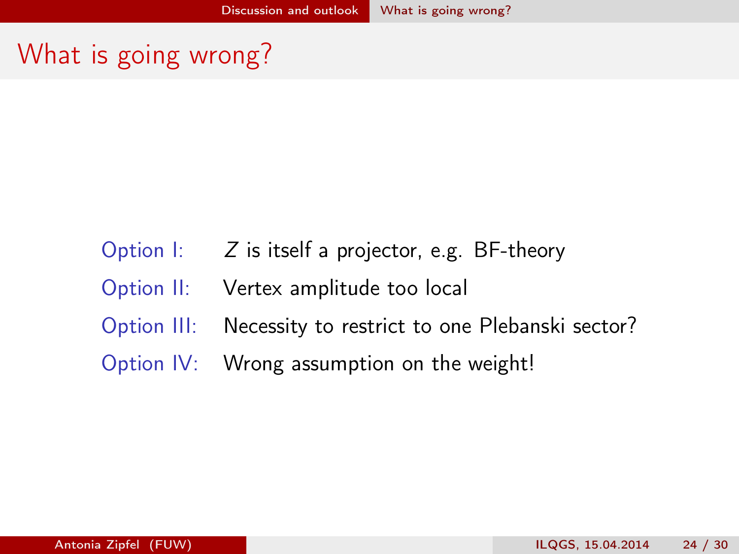# What is going wrong?

- Option I: $Z$ is itself a projector, e.g. BF-theory
- Option II: Vertex amplitude too local
- Option III: Necessity to restrict to one Plebanski sector?
- Option IV: Wrong assumption on the weight!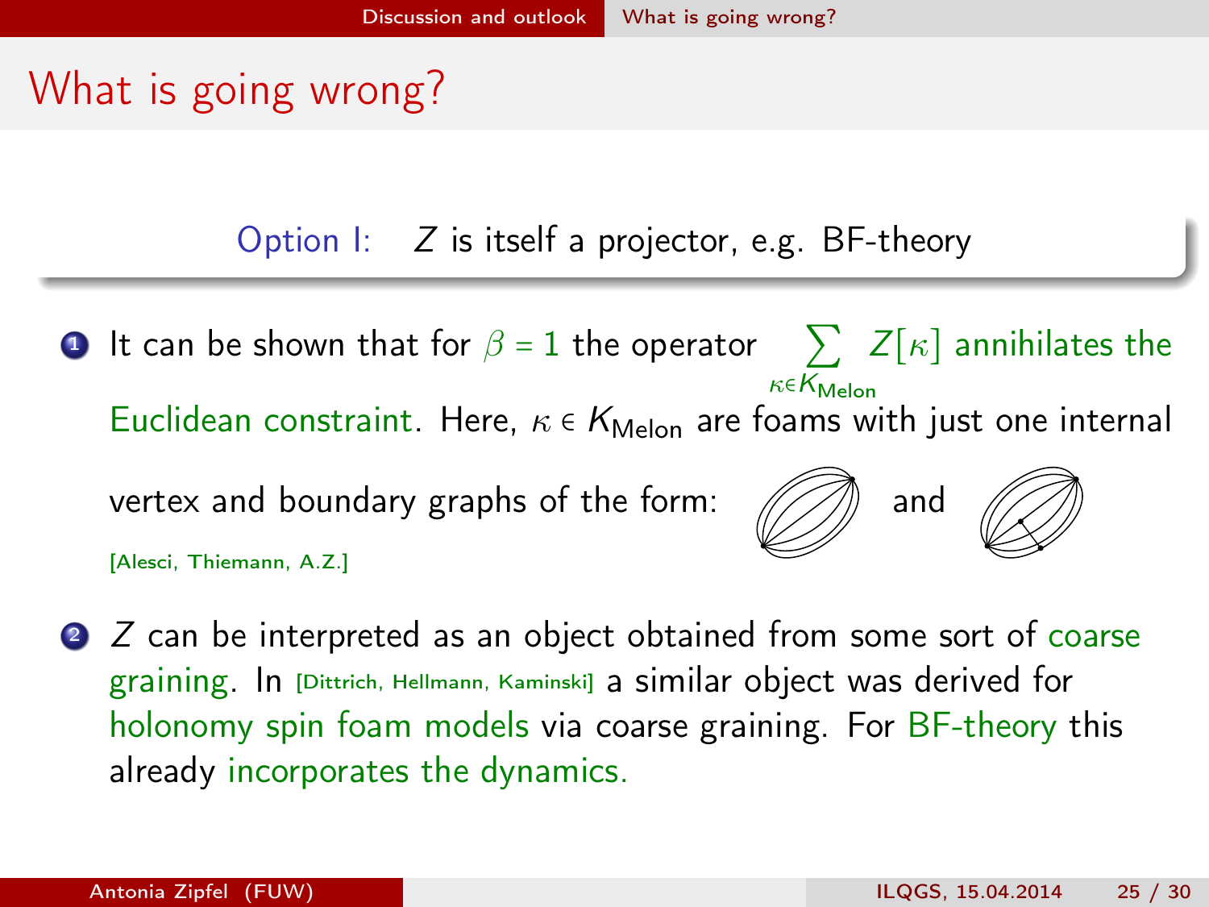# What is going wrong?

**Option I:** $Z$ is itself a projector, e.g. BF-theory

1. It can be shown that for $\beta = 1$ the operator $\sum_{\kappa \in K_{\text{Melon}}} Z[\kappa]$ annihilates the Euclidean constraint. Here, $\kappa \in K_{\text{Melon}}$ are foams with just one internal vertex and boundary graphs of the form: and

   [Alesci, Thiemann, A.Z.]

2. $Z$ can be interpreted as an object obtained from some sort of coarse graining. In [Dittrich, Hellmann, Kaminski] a similar object was derived for holonomy spin foam models via coarse graining. For BF-theory this already incorporates the dynamics.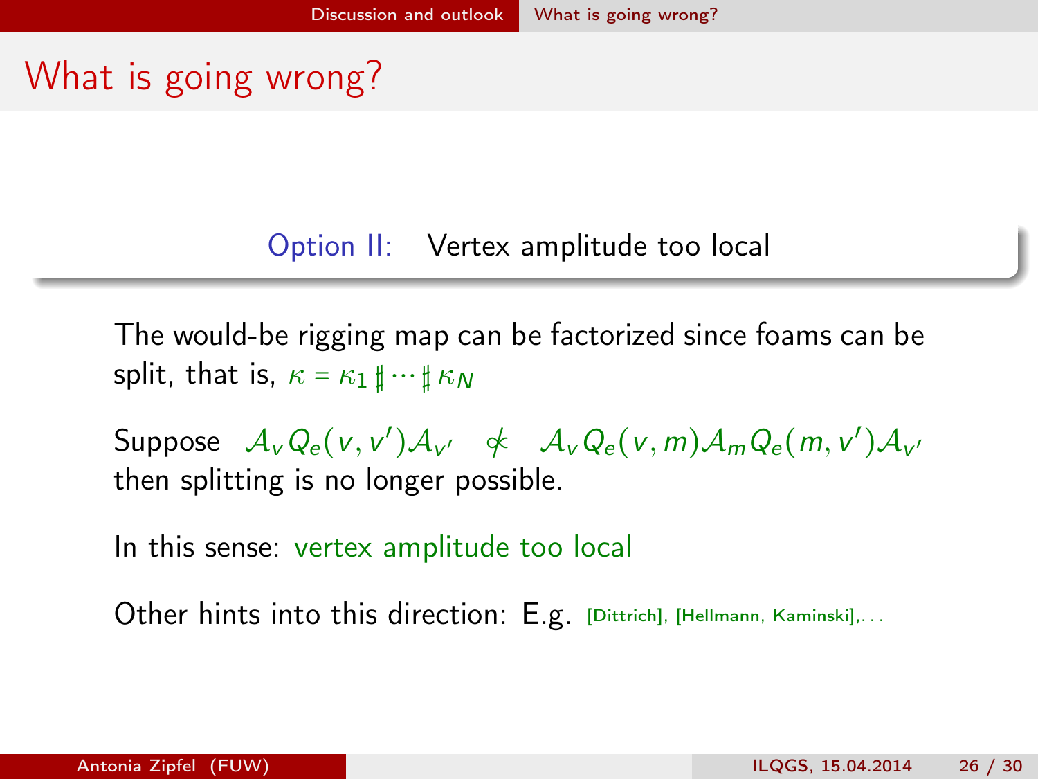# What is going wrong?

Option II: Vertex amplitude too local

The would-be rigging map can be factorized since foams can be split, that is, $\kappa = \kappa_1 \sharp \cdots \sharp \kappa_N$

Suppose $\mathcal{A}_v Q_e(v, v') \mathcal{A}_{v'} \not\propto \mathcal{A}_v Q_e(v, m) \mathcal{A}_m Q_e(m, v') \mathcal{A}_{v'}$ then splitting is no longer possible.

In this sense: vertex amplitude too local

Other hints into this direction: E.g. [Dittrich], [Hellmann, Kaminski],...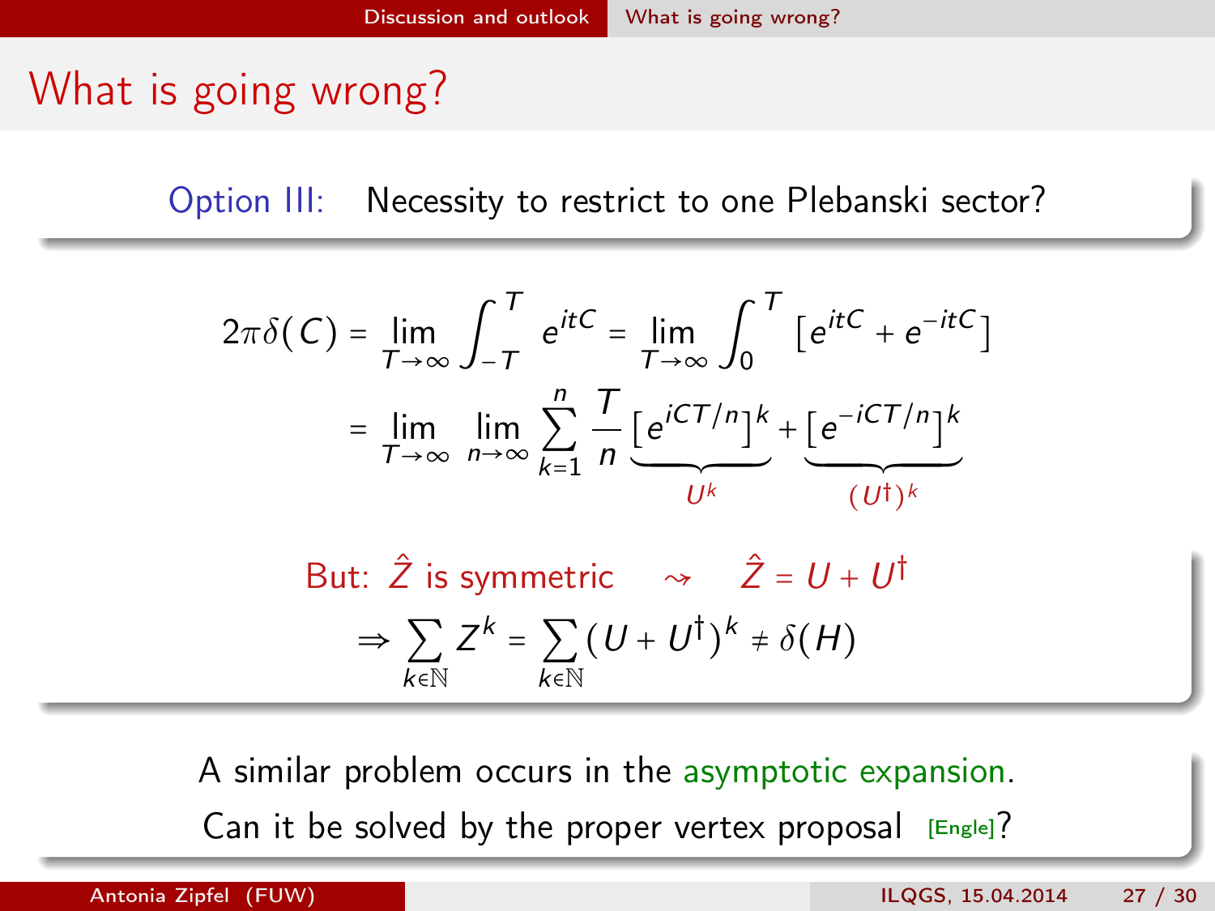# What is going wrong?

Option III: Necessity to restrict to one Plebanski sector?

$$2\pi\delta(C) = \lim_{T\to\infty}\int_{-T}^{T} e^{itC} = \lim_{T\to\infty}\int_{0}^{T}\left[e^{itC} + e^{-itC}\right]$$

$$= \lim_{T\to\infty}\lim_{n\to\infty}\sum_{k=1}^{n}\frac{T}{n}\underbrace{\left[e^{iCT/n}\right]^k}_{U^k} + \underbrace{\left[e^{-iCT/n}\right]^k}_{(U^\dagger)^k}$$

But: $\hat{Z}$ is symmetric $\rightsquigarrow$ $\hat{Z} = U + U^\dagger$

$$\Rightarrow \sum_{k\in\mathbb{N}} Z^k = \sum_{k\in\mathbb{N}}(U + U^\dagger)^k \neq \delta(H)$$

A similar problem occurs in the asymptotic expansion.

Can it be solved by the proper vertex proposal [Engle]?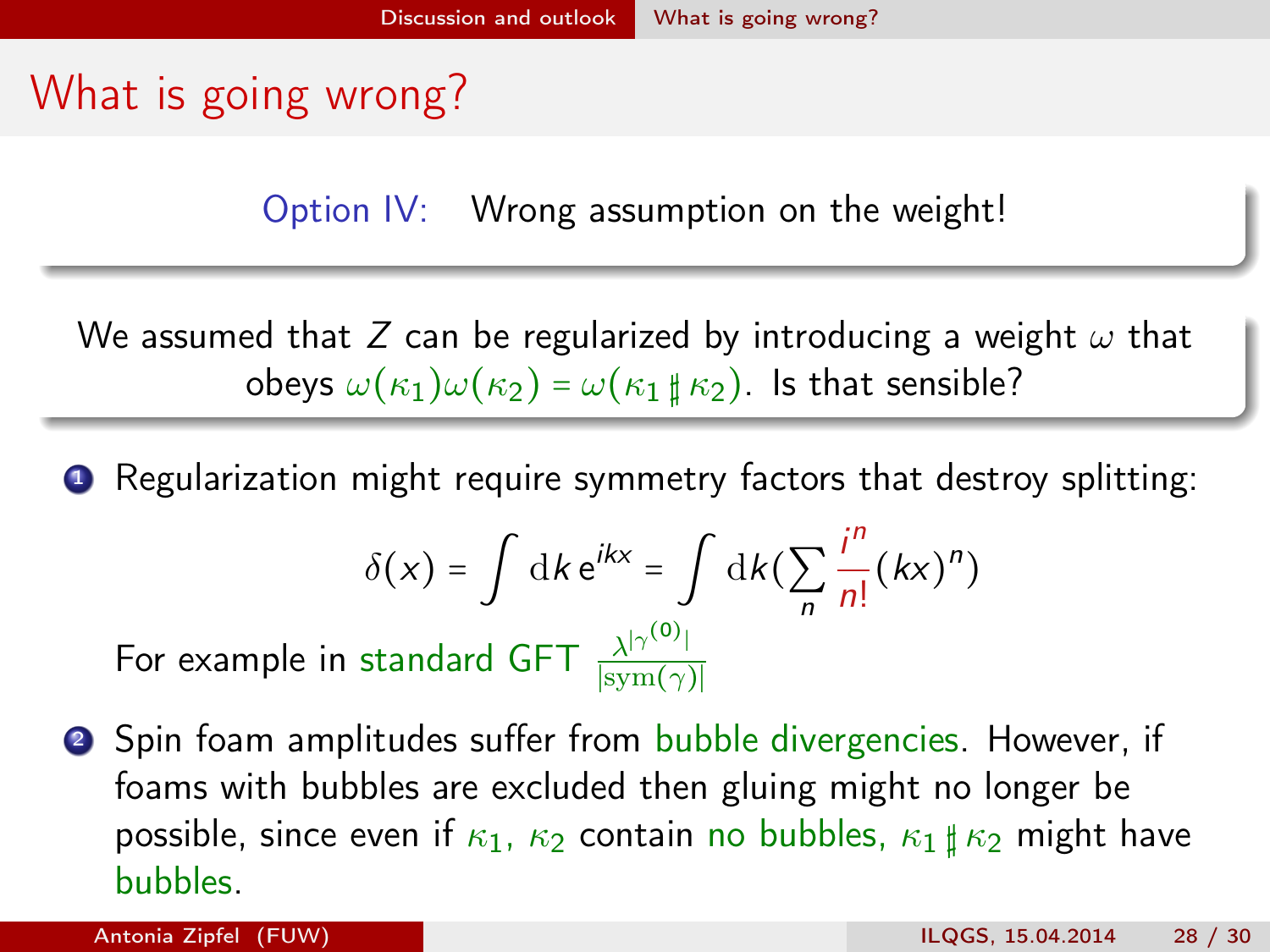# What is going wrong?

Option IV: Wrong assumption on the weight!

We assumed that $Z$ can be regularized by introducing a weight $\omega$ that obeys $\omega(\kappa_1)\omega(\kappa_2) = \omega(\kappa_1 \sharp \kappa_2)$. Is that sensible?

1. Regularization might require symmetry factors that destroy splitting:

$$\delta(x) = \int \mathrm{d}k\, \mathrm{e}^{ikx} = \int \mathrm{d}k (\sum_n \frac{i^n}{n!}(kx)^n)$$

   For example in standard GFT $\frac{\lambda^{|\gamma^{(0)}|}}{|\mathrm{sym}(\gamma)|}$

2. Spin foam amplitudes suffer from bubble divergencies. However, if foams with bubbles are excluded then gluing might no longer be possible, since even if $\kappa_1$, $\kappa_2$ contain no bubbles, $\kappa_1 \sharp \kappa_2$ might have bubbles.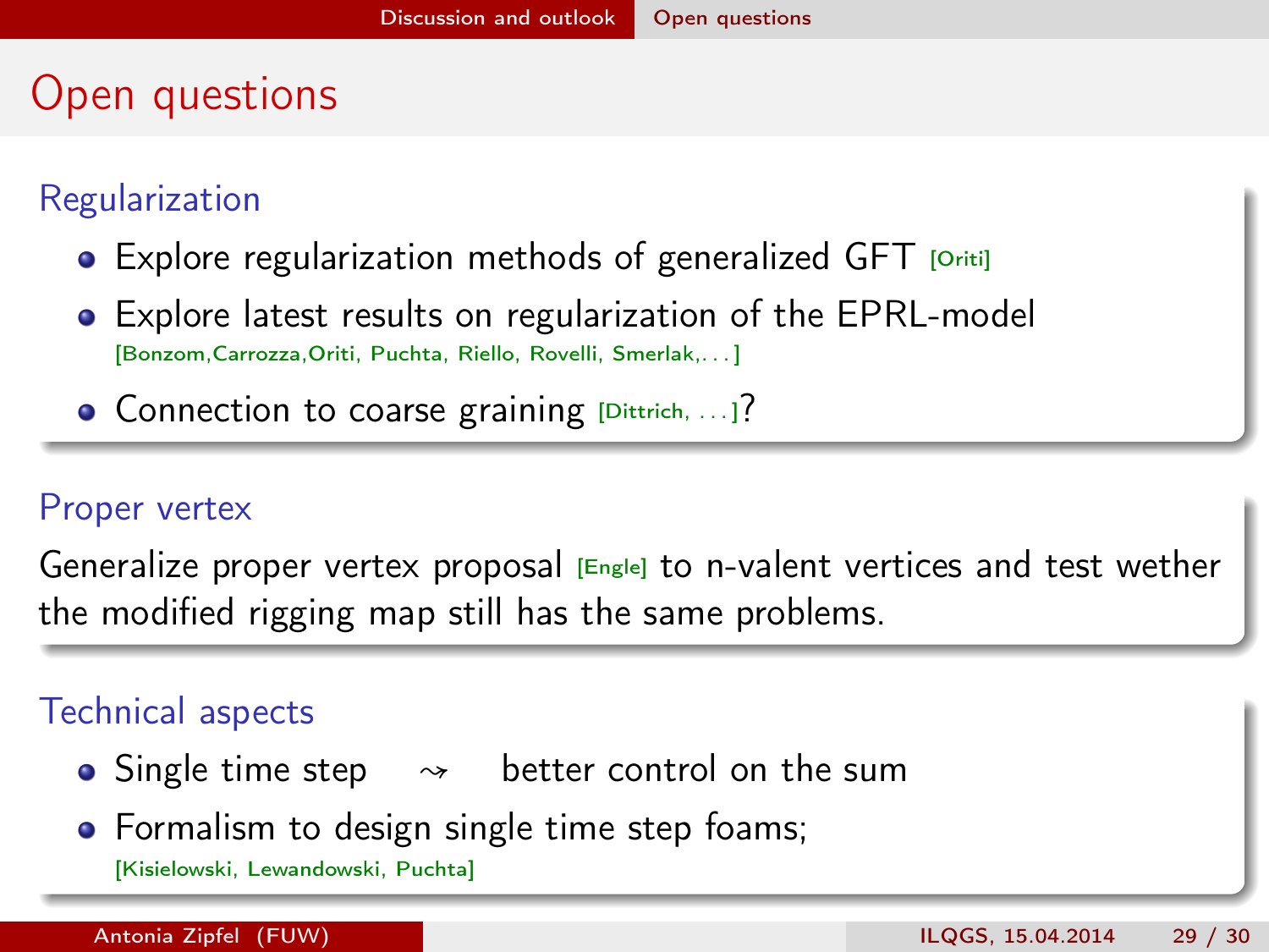# Open questions

## Regularization

- Explore regularization methods of generalized GFT [Oriti]
- Explore latest results on regularization of the EPRL-model [Bonzom,Carrozza,Oriti, Puchta, Riello, Rovelli, Smerlak,. . . ]
- Connection to coarse graining [Dittrich, . . . ]?

## Proper vertex

Generalize proper vertex proposal [Engle] to n-valent vertices and test wether the modified rigging map still has the same problems.

## Technical aspects

- Single time step $\rightsquigarrow$ better control on the sum
- Formalism to design single time step foams; [Kisielowski, Lewandowski, Puchta]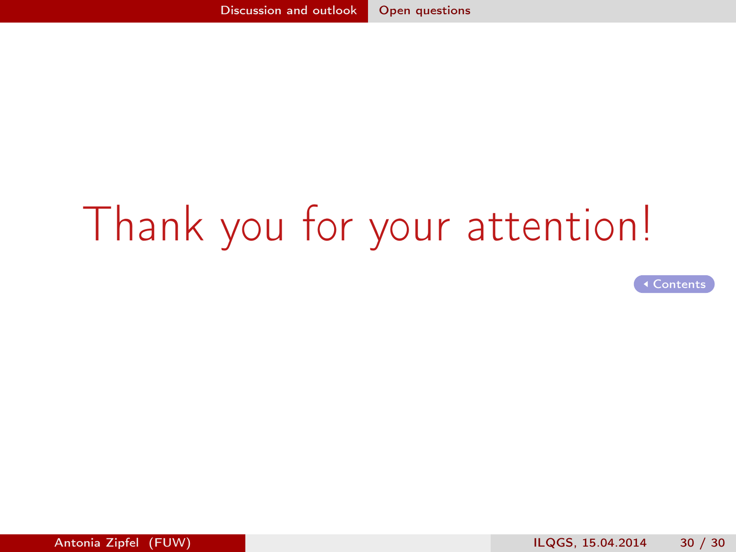# Thank you for your attention!

Contents